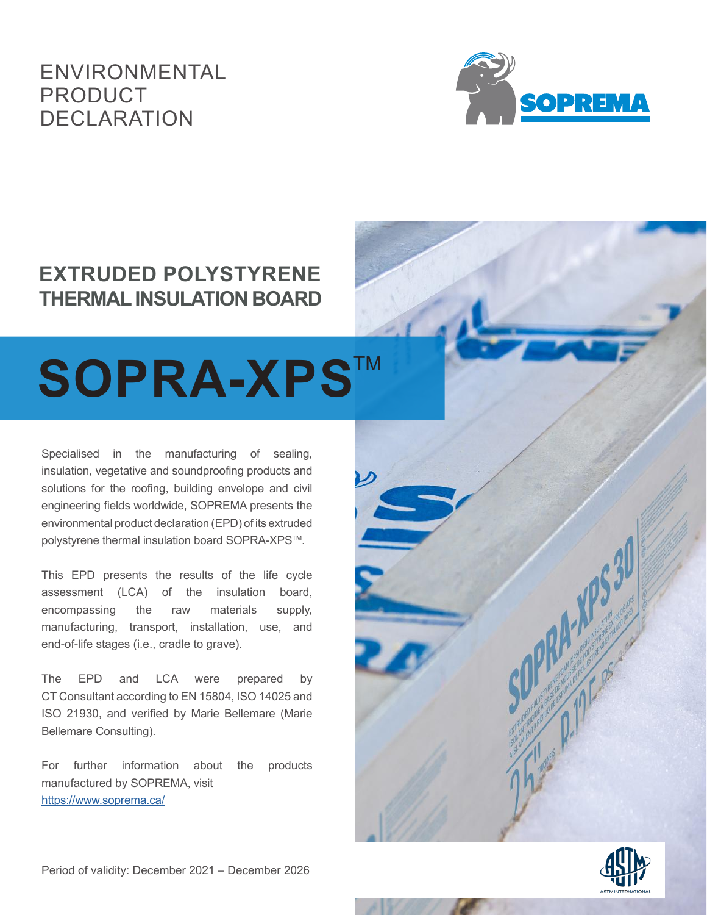# ENVIRONMENTAL PRODUCT DECLARATION

## EXTRUDED POLYSTYRENE THERMAL INSULATION BOARD

# SOPRA-XPS™

Specialised in the manufacturing of sealing, insulation, vegetative and soundproofing products and solutions for the roofing, building envelope and civil engineering fields worldwide, SOPREMA presents the environmental product declaration (EPD) of its extruded polystyrene thermal insulation board SOPRA-XPS™.

This EPD presents the results of the life cycle assessment (LCA) of the insulation board, encompassing the raw materials supply, manufacturing, transport, installation, use, and end-of-life stages (i.e., cradle to grave).

The EPD and LCA were prepared by CT Consultant according to EN 15804, ISO 14025 and ISO 21930, and verified by Marie Bellemare (Marie Bellemare Consulting).

For further information about the products manufactured by SOPREMA, visit https://www.soprema.ca/

Period of validity: December 2021 – December 2026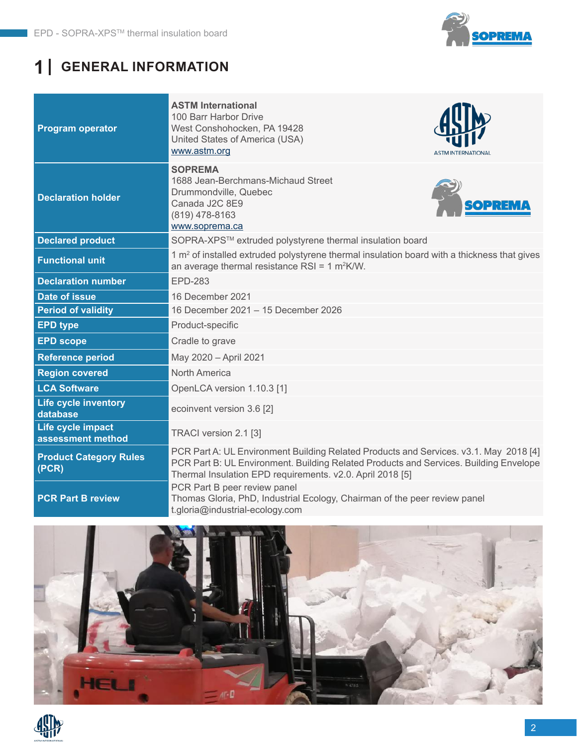# 1 | GENERAL INFORMATION

| | |
|---|---|
| **Program operator** | **ASTM International**<br>100 Barr Harbor Drive<br>West Conshohocken, PA 19428<br>United States of America (USA)<br>www.astm.org |
| **Declaration holder** | **SOPREMA**<br>1688 Jean-Berchmans-Michaud Street<br>Drummondville, Quebec<br>Canada J2C 8E9<br>(819) 478-8163<br>www.soprema.ca |
| **Declared product** | SOPRA-XPS™ extruded polystyrene thermal insulation board |
| **Functional unit** | 1 $m^2$ of installed extruded polystyrene thermal insulation board with a thickness that gives an average thermal resistance RSI = 1 $m^2K/W$. |
| **Declaration number** | EPD-283 |
| **Date of issue** | 16 December 2021 |
| **Period of validity** | 16 December 2021 – 15 December 2026 |
| **EPD type** | Product-specific |
| **EPD scope** | Cradle to grave |
| **Reference period** | May 2020 – April 2021 |
| **Region covered** | North America |
| **LCA Software** | OpenLCA version 1.10.3 [1] |
| **Life cycle inventory database** | ecoinvent version 3.6 [2] |
| **Life cycle impact assessment method** | TRACI version 2.1 [3] |
| **Product Category Rules (PCR)** | PCR Part A: UL Environment Building Related Products and Services. v3.1. May 2018 [4]<br>PCR Part B: UL Environment. Building Related Products and Services. Building Envelope Thermal Insulation EPD requirements. v2.0. April 2018 [5] |
| **PCR Part B review** | PCR Part B peer review panel<br>Thomas Gloria, PhD, Industrial Ecology, Chairman of the peer review panel<br>t.gloria@industrial-ecology.com |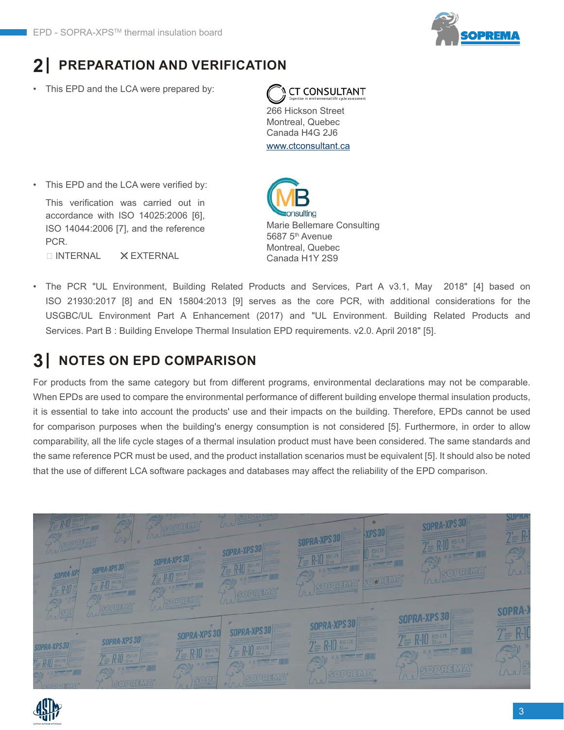## 2 | PREPARATION AND VERIFICATION

- This EPD and the LCA were prepared by:

  CT CONSULTANT
  Expertise in environmental life cycle assessment
  266 Hickson Street
  Montreal, Quebec
  Canada H4G 2J6
  www.ctconsultant.ca

- This EPD and the LCA were verified by:

  This verification was carried out in accordance with ISO 14025:2006 [6], ISO 14044:2006 [7], and the reference PCR.

  ☐ INTERNAL ☒ EXTERNAL

  MB Consulting
  Marie Bellemare Consulting
  5687 5th Avenue
  Montreal, Quebec
  Canada H1Y 2S9

- The PCR "UL Environment, Building Related Products and Services, Part A v3.1, May 2018" [4] based on ISO 21930:2017 [8] and EN 15804:2013 [9] serves as the core PCR, with additional considerations for the USGBC/UL Environment Part A Enhancement (2017) and "UL Environment. Building Related Products and Services. Part B : Building Envelope Thermal Insulation EPD requirements. v2.0. April 2018" [5].

## 3 | NOTES ON EPD COMPARISON

For products from the same category but from different programs, environmental declarations may not be comparable. When EPDs are used to compare the environmental performance of different building envelope thermal insulation products, it is essential to take into account the products' use and their impacts on the building. Therefore, EPDs cannot be used for comparison purposes when the building's energy consumption is not considered [5]. Furthermore, in order to allow comparability, all the life cycle stages of a thermal insulation product must have been considered. The same standards and the same reference PCR must be used, and the product installation scenarios must be equivalent [5]. It should also be noted that the use of different LCA software packages and databases may affect the reliability of the EPD comparison.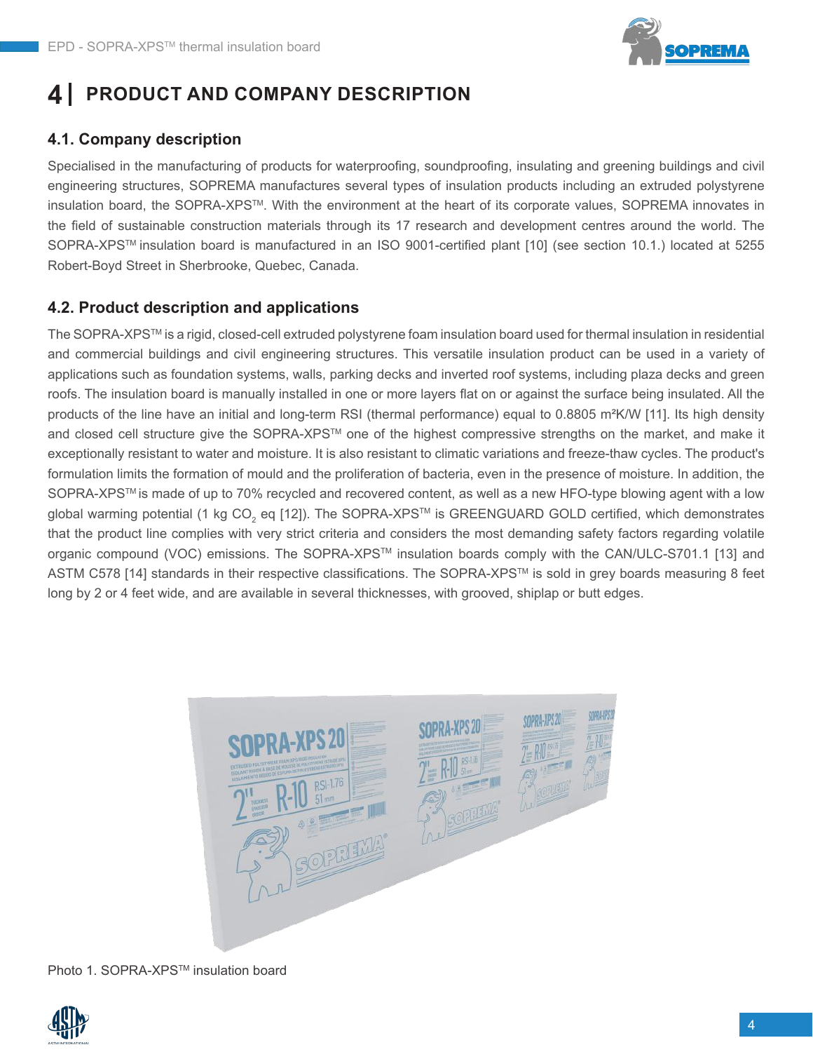# 4 | PRODUCT AND COMPANY DESCRIPTION

## 4.1. Company description

Specialised in the manufacturing of products for waterproofing, soundproofing, insulating and greening buildings and civil engineering structures, SOPREMA manufactures several types of insulation products including an extruded polystyrene insulation board, the SOPRA-XPS™. With the environment at the heart of its corporate values, SOPREMA innovates in the field of sustainable construction materials through its 17 research and development centres around the world. The SOPRA-XPS™ insulation board is manufactured in an ISO 9001-certified plant [10] (see section 10.1.) located at 5255 Robert-Boyd Street in Sherbrooke, Quebec, Canada.

## 4.2. Product description and applications

The SOPRA-XPS™ is a rigid, closed-cell extruded polystyrene foam insulation board used for thermal insulation in residential and commercial buildings and civil engineering structures. This versatile insulation product can be used in a variety of applications such as foundation systems, walls, parking decks and inverted roof systems, including plaza decks and green roofs. The insulation board is manually installed in one or more layers flat on or against the surface being insulated. All the products of the line have an initial and long-term RSI (thermal performance) equal to 0.8805 m²K/W [11]. Its high density and closed cell structure give the SOPRA-XPS™ one of the highest compressive strengths on the market, and make it exceptionally resistant to water and moisture. It is also resistant to climatic variations and freeze-thaw cycles. The product's formulation limits the formation of mould and the proliferation of bacteria, even in the presence of moisture. In addition, the SOPRA-XPS™ is made of up to 70% recycled and recovered content, as well as a new HFO-type blowing agent with a low global warming potential (1 kg $CO_2$ eq [12]). The SOPRA-XPS™ is GREENGUARD GOLD certified, which demonstrates that the product line complies with very strict criteria and considers the most demanding safety factors regarding volatile organic compound (VOC) emissions. The SOPRA-XPS™ insulation boards comply with the CAN/ULC-S701.1 [13] and ASTM C578 [14] standards in their respective classifications. The SOPRA-XPS™ is sold in grey boards measuring 8 feet long by 2 or 4 feet wide, and are available in several thicknesses, with grooved, shiplap or butt edges.

Photo 1. SOPRA-XPS™ insulation board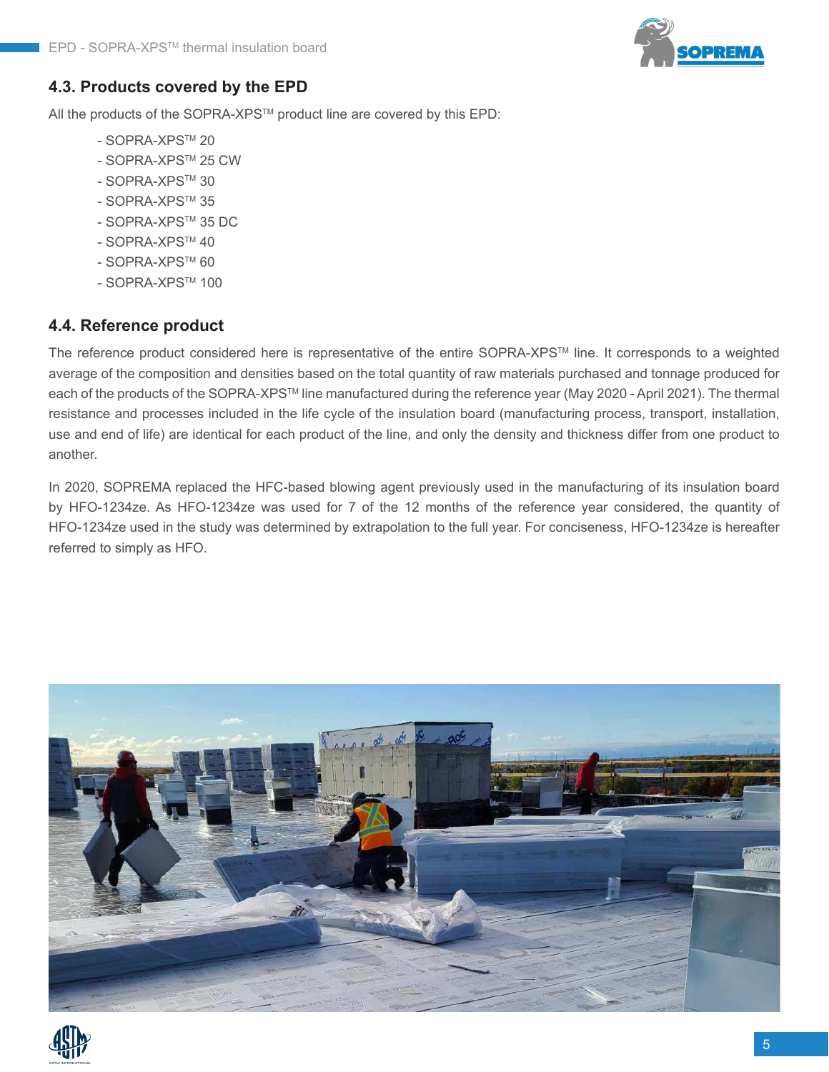### 4.3. Products covered by the EPD

All the products of the SOPRA-XPS™ product line are covered by this EPD:

- SOPRA-XPS™ 20
- SOPRA-XPS™ 25 CW
- SOPRA-XPS™ 30
- SOPRA-XPS™ 35
- SOPRA-XPS™ 35 DC
- SOPRA-XPS™ 40
- SOPRA-XPS™ 60
- SOPRA-XPS™ 100

### 4.4. Reference product

The reference product considered here is representative of the entire SOPRA-XPS™ line. It corresponds to a weighted average of the composition and densities based on the total quantity of raw materials purchased and tonnage produced for each of the products of the SOPRA-XPS™ line manufactured during the reference year (May 2020 - April 2021). The thermal resistance and processes included in the life cycle of the insulation board (manufacturing process, transport, installation, use and end of life) are identical for each product of the line, and only the density and thickness differ from one product to another.

In 2020, SOPREMA replaced the HFC-based blowing agent previously used in the manufacturing of its insulation board by HFO-1234ze. As HFO-1234ze was used for 7 of the 12 months of the reference year considered, the quantity of HFO-1234ze used in the study was determined by extrapolation to the full year. For conciseness, HFO-1234ze is hereafter referred to simply as HFO.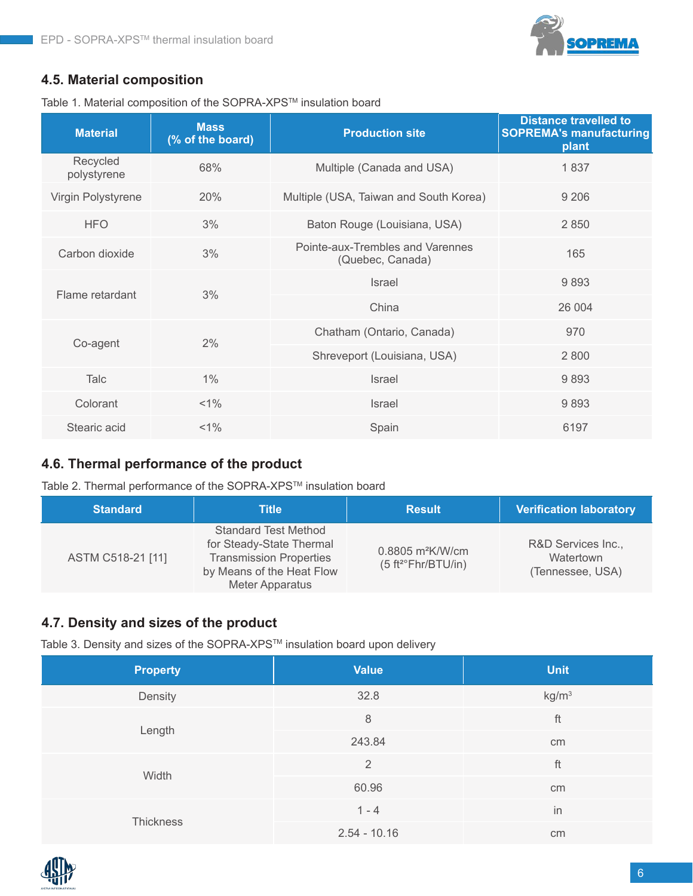### 4.5. Material composition

Table 1. Material composition of the SOPRA-XPS™ insulation board

| Material | Mass (% of the board) | Production site | Distance travelled to SOPREMA's manufacturing plant |
|---|---|---|---|
| Recycled polystyrene | 68% | Multiple (Canada and USA) | 1 837 |
| Virgin Polystyrene | 20% | Multiple (USA, Taiwan and South Korea) | 9 206 |
| HFO | 3% | Baton Rouge (Louisiana, USA) | 2 850 |
| Carbon dioxide | 3% | Pointe-aux-Trembles and Varennes (Quebec, Canada) | 165 |
| Flame retardant | 3% | Israel | 9 893 |
| | | China | 26 004 |
| Co-agent | 2% | Chatham (Ontario, Canada) | 970 |
| | | Shreveport (Louisiana, USA) | 2 800 |
| Talc | 1% | Israel | 9 893 |
| Colorant | <1% | Israel | 9 893 |
| Stearic acid | <1% | Spain | 6197 |

### 4.6. Thermal performance of the product

Table 2. Thermal performance of the SOPRA-XPS™ insulation board

| Standard | Title | Result | Verification laboratory |
|---|---|---|---|
| ASTM C518-21 [11] | Standard Test Method for Steady-State Thermal Transmission Properties by Means of the Heat Flow Meter Apparatus | 0.8805 m²K/W/cm (5 ft²°Fhr/BTU/in) | R&D Services Inc., Watertown (Tennessee, USA) |

### 4.7. Density and sizes of the product

Table 3. Density and sizes of the SOPRA-XPS™ insulation board upon delivery

| Property | Value | Unit |
|---|---|---|
| Density | 32.8 | kg/m³ |
| Length | 8 | ft |
| | 243.84 | cm |
| Width | 2 | ft |
| | 60.96 | cm |
| Thickness | 1 - 4 | in |
| | 2.54 - 10.16 | cm |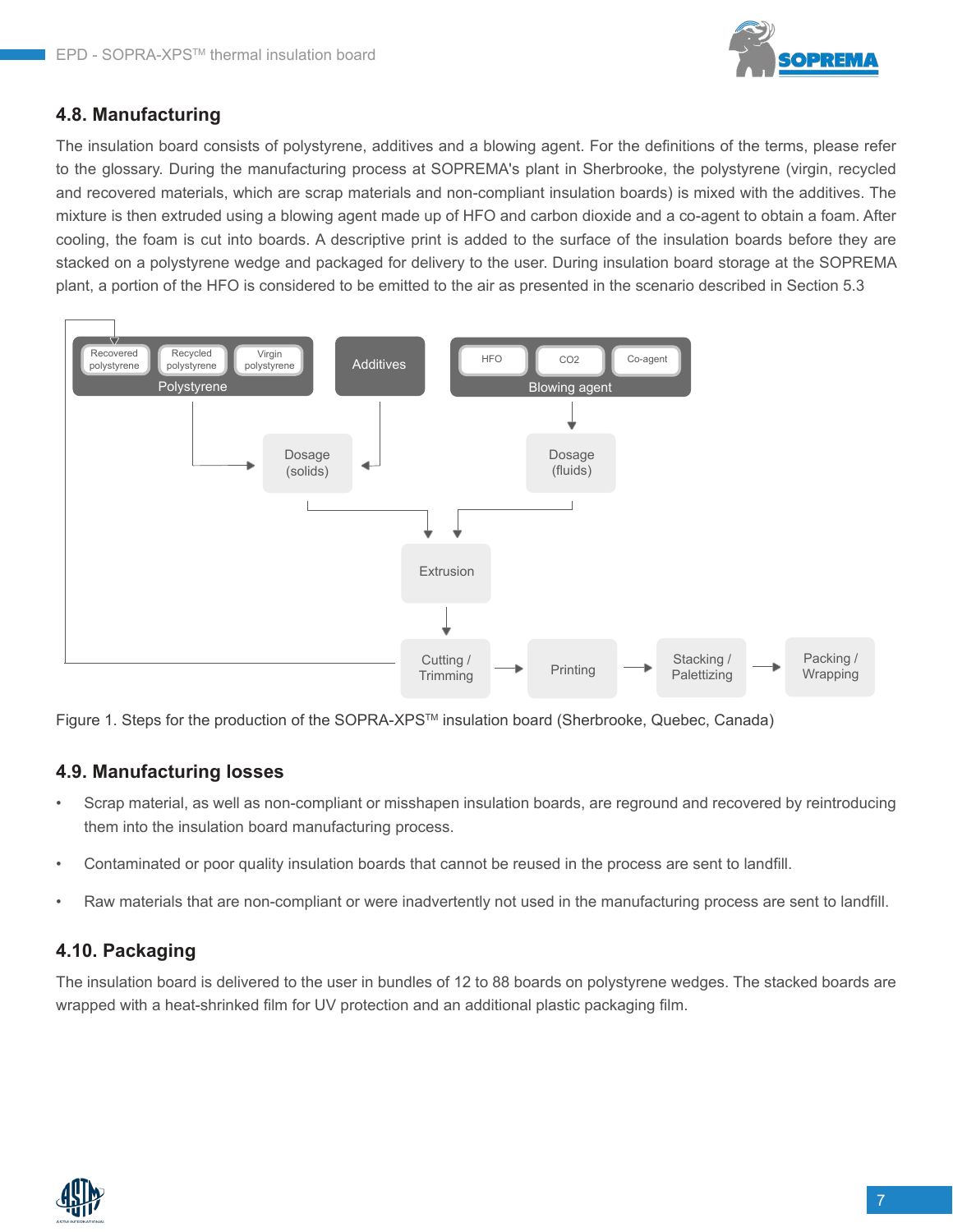## 4.8. Manufacturing

The insulation board consists of polystyrene, additives and a blowing agent. For the definitions of the terms, please refer to the glossary. During the manufacturing process at SOPREMA's plant in Sherbrooke, the polystyrene (virgin, recycled and recovered materials, which are scrap materials and non-compliant insulation boards) is mixed with the additives. The mixture is then extruded using a blowing agent made up of HFO and carbon dioxide and a co-agent to obtain a foam. After cooling, the foam is cut into boards. A descriptive print is added to the surface of the insulation boards before they are stacked on a polystyrene wedge and packaged for delivery to the user. During insulation board storage at the SOPREMA plant, a portion of the HFO is considered to be emitted to the air as presented in the scenario described in Section 5.3

Recovered polystyrene | Recycled polystyrene | Virgin polystyrene — Polystyrene

Additives

HFO | CO2 | Co-agent — Blowing agent

Dosage (solids)

Dosage (fluids)

Extrusion

Cutting / Trimming → Printing → Stacking / Palettizing → Packing / Wrapping

Figure 1. Steps for the production of the SOPRA-XPS™ insulation board (Sherbrooke, Quebec, Canada)

## 4.9. Manufacturing losses

- Scrap material, as well as non-compliant or misshapen insulation boards, are reground and recovered by reintroducing them into the insulation board manufacturing process.
- Contaminated or poor quality insulation boards that cannot be reused in the process are sent to landfill.
- Raw materials that are non-compliant or were inadvertently not used in the manufacturing process are sent to landfill.

## 4.10. Packaging

The insulation board is delivered to the user in bundles of 12 to 88 boards on polystyrene wedges. The stacked boards are wrapped with a heat-shrinked film for UV protection and an additional plastic packaging film.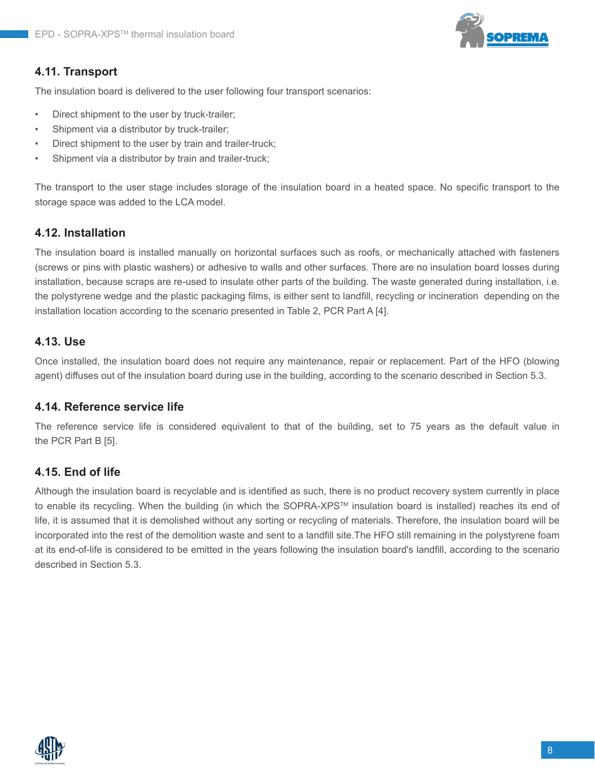### 4.11. Transport

The insulation board is delivered to the user following four transport scenarios:

- Direct shipment to the user by truck-trailer;
- Shipment via a distributor by truck-trailer;
- Direct shipment to the user by train and trailer-truck;
- Shipment via a distributor by train and trailer-truck;

The transport to the user stage includes storage of the insulation board in a heated space. No specific transport to the storage space was added to the LCA model.

### 4.12. Installation

The insulation board is installed manually on horizontal surfaces such as roofs, or mechanically attached with fasteners (screws or pins with plastic washers) or adhesive to walls and other surfaces. There are no insulation board losses during installation, because scraps are re-used to insulate other parts of the building. The waste generated during installation, i.e. the polystyrene wedge and the plastic packaging films, is either sent to landfill, recycling or incineration depending on the installation location according to the scenario presented in Table 2, PCR Part A [4].

### 4.13. Use

Once installed, the insulation board does not require any maintenance, repair or replacement. Part of the HFO (blowing agent) diffuses out of the insulation board during use in the building, according to the scenario described in Section 5.3.

### 4.14. Reference service life

The reference service life is considered equivalent to that of the building, set to 75 years as the default value in the PCR Part B [5].

### 4.15. End of life

Although the insulation board is recyclable and is identified as such, there is no product recovery system currently in place to enable its recycling. When the building (in which the SOPRA-XPS™ insulation board is installed) reaches its end of life, it is assumed that it is demolished without any sorting or recycling of materials. Therefore, the insulation board will be incorporated into the rest of the demolition waste and sent to a landfill site.The HFO still remaining in the polystyrene foam at its end-of-life is considered to be emitted in the years following the insulation board's landfill, according to the scenario described in Section 5.3.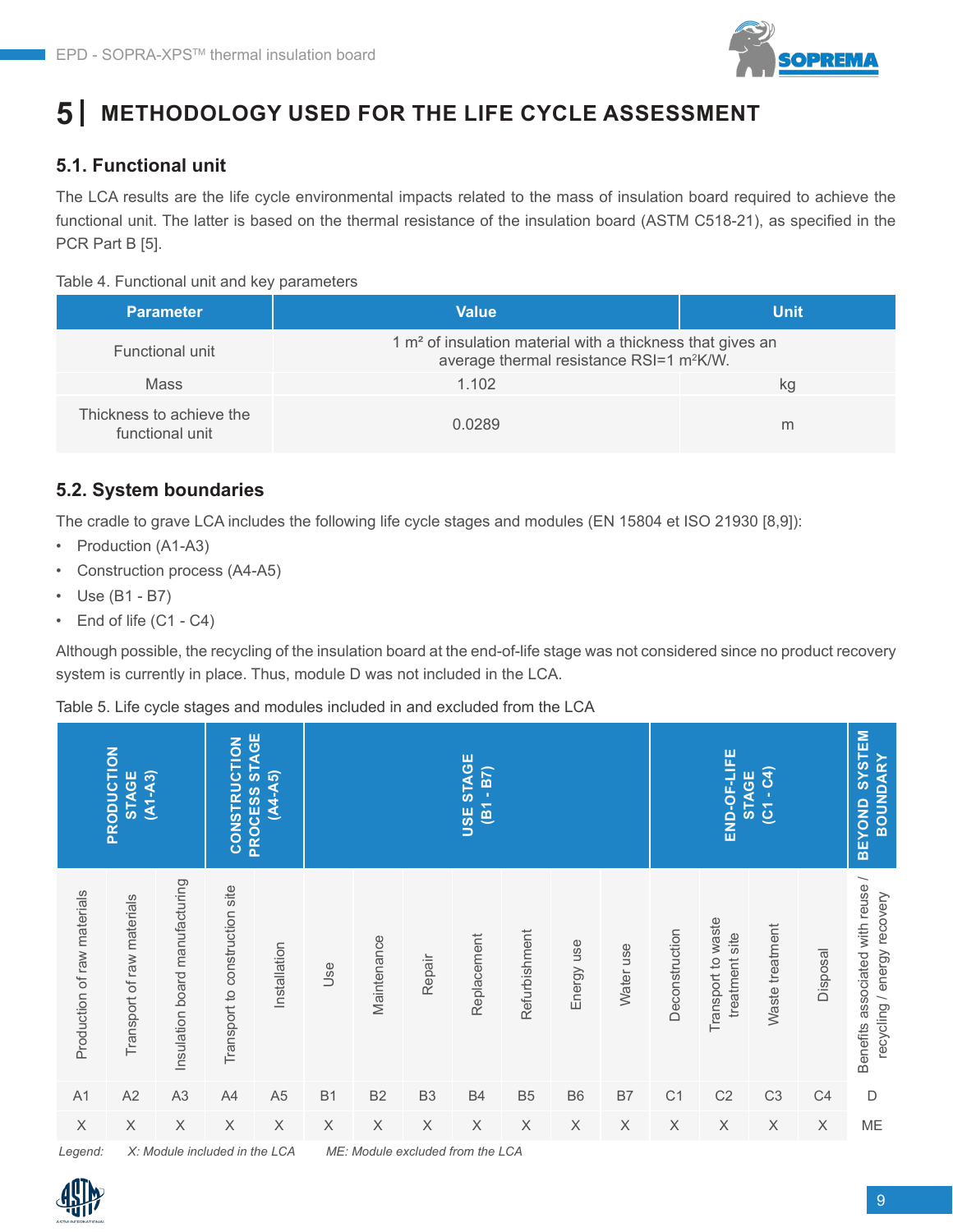# 5 | METHODOLOGY USED FOR THE LIFE CYCLE ASSESSMENT

## 5.1. Functional unit

The LCA results are the life cycle environmental impacts related to the mass of insulation board required to achieve the functional unit. The latter is based on the thermal resistance of the insulation board (ASTM C518-21), as specified in the PCR Part B [5].

Table 4. Functional unit and key parameters

| Parameter | Value | Unit |
|---|---|---|
| Functional unit | 1 m² of insulation material with a thickness that gives an average thermal resistance RSI=1 m²K/W. | |
| Mass | 1.102 | kg |
| Thickness to achieve the functional unit | 0.0289 | m |

## 5.2. System boundaries

The cradle to grave LCA includes the following life cycle stages and modules (EN 15804 et ISO 21930 [8,9]):

- Production (A1-A3)
- Construction process (A4-A5)
- Use (B1 - B7)
- End of life (C1 - C4)

Although possible, the recycling of the insulation board at the end-of-life stage was not considered since no product recovery system is currently in place. Thus, module D was not included in the LCA.

Table 5. Life cycle stages and modules included in and excluded from the LCA

| PRODUCTION STAGE (A1-A3) | | | CONSTRUCTION PROCESS STAGE (A4-A5) | | USE STAGE (B1 - B7) | | | | | | | END-OF-LIFE STAGE (C1 - C4) | | | | BEYOND SYSTEM BOUNDARY |
|---|---|---|---|---|---|---|---|---|---|---|---|---|---|---|---|---|
| Production of raw materials | Transport of raw materials | Insulation board manufacturing | Transport to construction site | Installation | Use | Maintenance | Repair | Replacement | Refurbishment | Energy use | Water use | Deconstruction | Transport to waste treatment site | Waste treatment | Disposal | Benefits associated with reuse / recycling / energy recovery |
| A1 | A2 | A3 | A4 | A5 | B1 | B2 | B3 | B4 | B5 | B6 | B7 | C1 | C2 | C3 | C4 | D |
| X | X | X | X | X | X | X | X | X | X | X | X | X | X | X | X | ME |

*Legend: X: Module included in the LCA ME: Module excluded from the LCA*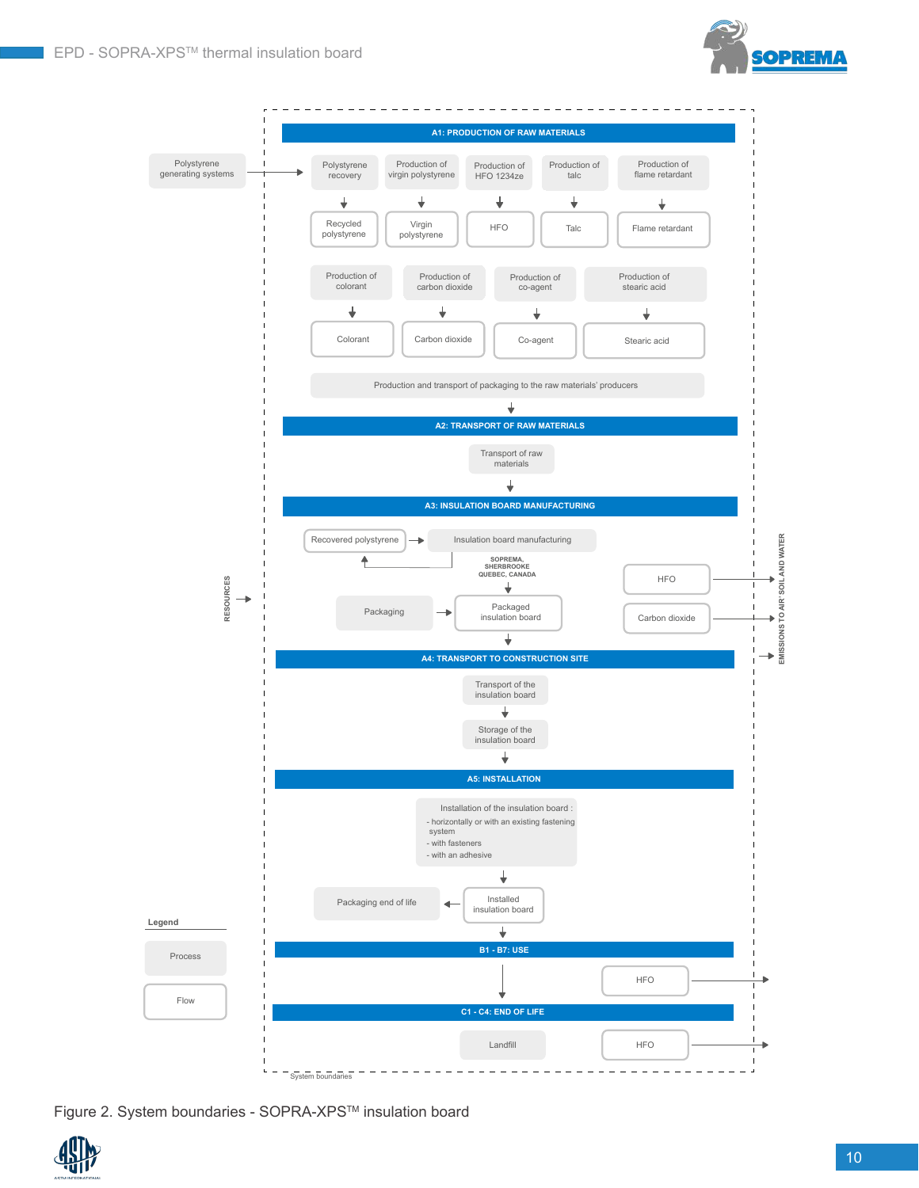A1: PRODUCTION OF RAW MATERIALS

Polystyrene generating systems → Polystyrene recovery → Recycled polystyrene

Production of virgin polystyrene → Virgin polystyrene

Production of HFO 1234ze → HFO

Production of talc → Talc

Production of flame retardant → Flame retardant

Production of colorant → Colorant

Production of carbon dioxide → Carbon dioxide

Production of co-agent → Co-agent

Production of stearic acid → Stearic acid

Production and transport of packaging to the raw materials' producers

A2: TRANSPORT OF RAW MATERIALS

Transport of raw materials

A3: INSULATION BOARD MANUFACTURING

Recovered polystyrene → Insulation board manufacturing

SOPREMA, SHERBROOKE QUEBEC, CANADA

Packaging → Packaged insulation board

HFO

Carbon dioxide

A4: TRANSPORT TO CONSTRUCTION SITE

Transport of the insulation board

Storage of the insulation board

A5: INSTALLATION

Installation of the insulation board :
- horizontally or with an existing fastening system
- with fasteners
- with an adhesive

Installed insulation board → Packaging end of life

B1 - B7: USE

HFO

C1 - C4: END OF LIFE

Landfill

HFO

RESOURCES

EMISSIONS TO AIR, SOIL AND WATER

System boundaries

Legend

Process

Flow

Figure 2. System boundaries - SOPRA-XPS™ insulation board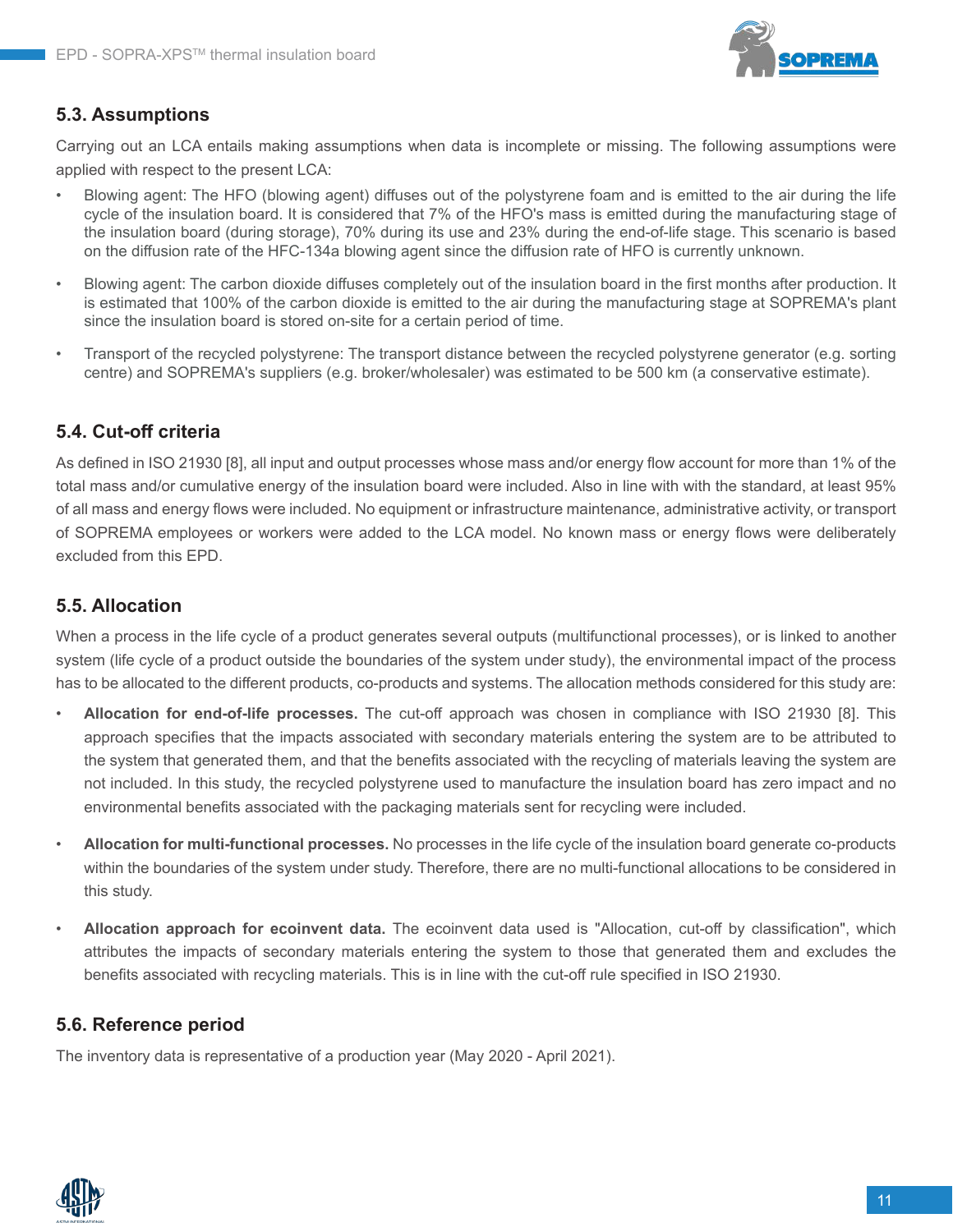## 5.3. Assumptions

Carrying out an LCA entails making assumptions when data is incomplete or missing. The following assumptions were applied with respect to the present LCA:

- Blowing agent: The HFO (blowing agent) diffuses out of the polystyrene foam and is emitted to the air during the life cycle of the insulation board. It is considered that 7% of the HFO's mass is emitted during the manufacturing stage of the insulation board (during storage), 70% during its use and 23% during the end-of-life stage. This scenario is based on the diffusion rate of the HFC-134a blowing agent since the diffusion rate of HFO is currently unknown.
- Blowing agent: The carbon dioxide diffuses completely out of the insulation board in the first months after production. It is estimated that 100% of the carbon dioxide is emitted to the air during the manufacturing stage at SOPREMA's plant since the insulation board is stored on-site for a certain period of time.
- Transport of the recycled polystyrene: The transport distance between the recycled polystyrene generator (e.g. sorting centre) and SOPREMA's suppliers (e.g. broker/wholesaler) was estimated to be 500 km (a conservative estimate).

## 5.4. Cut-off criteria

As defined in ISO 21930 [8], all input and output processes whose mass and/or energy flow account for more than 1% of the total mass and/or cumulative energy of the insulation board were included. Also in line with with the standard, at least 95% of all mass and energy flows were included. No equipment or infrastructure maintenance, administrative activity, or transport of SOPREMA employees or workers were added to the LCA model. No known mass or energy flows were deliberately excluded from this EPD.

## 5.5. Allocation

When a process in the life cycle of a product generates several outputs (multifunctional processes), or is linked to another system (life cycle of a product outside the boundaries of the system under study), the environmental impact of the process has to be allocated to the different products, co-products and systems. The allocation methods considered for this study are:

- **Allocation for end-of-life processes.** The cut-off approach was chosen in compliance with ISO 21930 [8]. This approach specifies that the impacts associated with secondary materials entering the system are to be attributed to the system that generated them, and that the benefits associated with the recycling of materials leaving the system are not included. In this study, the recycled polystyrene used to manufacture the insulation board has zero impact and no environmental benefits associated with the packaging materials sent for recycling were included.
- **Allocation for multi-functional processes.** No processes in the life cycle of the insulation board generate co-products within the boundaries of the system under study. Therefore, there are no multi-functional allocations to be considered in this study.
- **Allocation approach for ecoinvent data.** The ecoinvent data used is "Allocation, cut-off by classification", which attributes the impacts of secondary materials entering the system to those that generated them and excludes the benefits associated with recycling materials. This is in line with the cut-off rule specified in ISO 21930.

## 5.6. Reference period

The inventory data is representative of a production year (May 2020 - April 2021).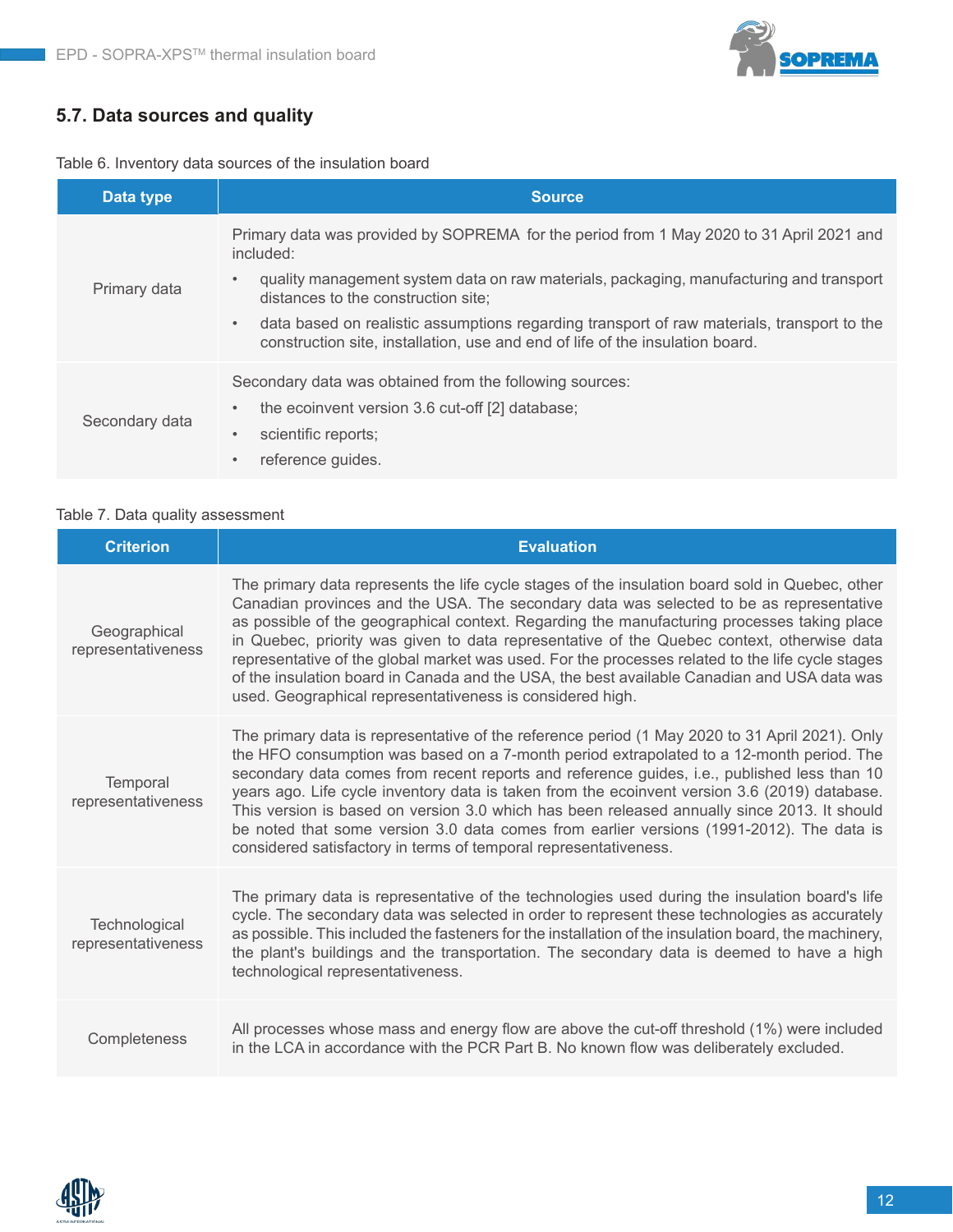## 5.7. Data sources and quality

Table 6. Inventory data sources of the insulation board

| Data type | Source |
|---|---|
| Primary data | Primary data was provided by SOPREMA for the period from 1 May 2020 to 31 April 2021 and included:<br>• quality management system data on raw materials, packaging, manufacturing and transport distances to the construction site;<br>• data based on realistic assumptions regarding transport of raw materials, transport to the construction site, installation, use and end of life of the insulation board. |
| Secondary data | Secondary data was obtained from the following sources:<br>• the ecoinvent version 3.6 cut-off [2] database;<br>• scientific reports;<br>• reference guides. |

Table 7. Data quality assessment

| Criterion | Evaluation |
|---|---|
| Geographical representativeness | The primary data represents the life cycle stages of the insulation board sold in Quebec, other Canadian provinces and the USA. The secondary data was selected to be as representative as possible of the geographical context. Regarding the manufacturing processes taking place in Quebec, priority was given to data representative of the Quebec context, otherwise data representative of the global market was used. For the processes related to the life cycle stages of the insulation board in Canada and the USA, the best available Canadian and USA data was used. Geographical representativeness is considered high. |
| Temporal representativeness | The primary data is representative of the reference period (1 May 2020 to 31 April 2021). Only the HFO consumption was based on a 7-month period extrapolated to a 12-month period. The secondary data comes from recent reports and reference guides, i.e., published less than 10 years ago. Life cycle inventory data is taken from the ecoinvent version 3.6 (2019) database. This version is based on version 3.0 which has been released annually since 2013. It should be noted that some version 3.0 data comes from earlier versions (1991-2012). The data is considered satisfactory in terms of temporal representativeness. |
| Technological representativeness | The primary data is representative of the technologies used during the insulation board's life cycle. The secondary data was selected in order to represent these technologies as accurately as possible. This included the fasteners for the installation of the insulation board, the machinery, the plant's buildings and the transportation. The secondary data is deemed to have a high technological representativeness. |
| Completeness | All processes whose mass and energy flow are above the cut-off threshold (1%) were included in the LCA in accordance with the PCR Part B. No known flow was deliberately excluded. |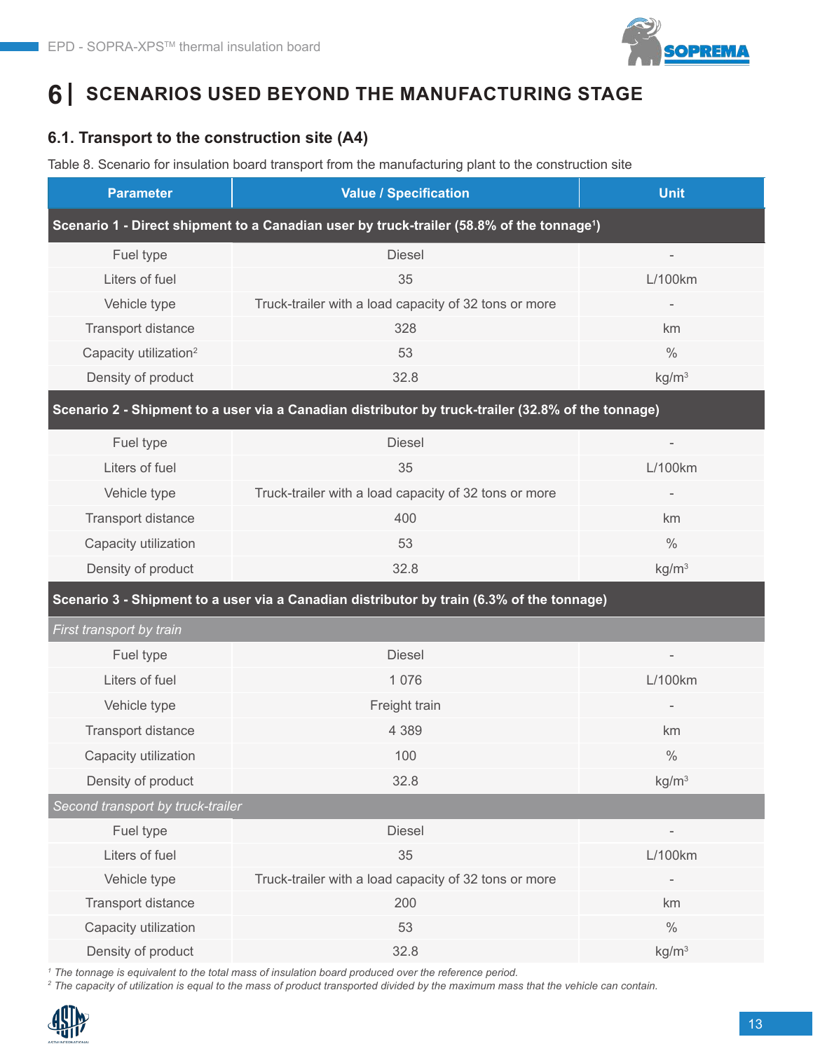# 6 | SCENARIOS USED BEYOND THE MANUFACTURING STAGE

## 6.1. Transport to the construction site (A4)

Table 8. Scenario for insulation board transport from the manufacturing plant to the construction site

| Parameter | Value / Specification | Unit |
|---|---|---|
| **Scenario 1 - Direct shipment to a Canadian user by truck-trailer (58.8% of the tonnage[1])** | | |
| Fuel type | Diesel | - |
| Liters of fuel | 35 | L/100km |
| Vehicle type | Truck-trailer with a load capacity of 32 tons or more | - |
| Transport distance | 328 | km |
| Capacity utilization[2] | 53 | % |
| Density of product | 32.8 | kg/m³ |
| **Scenario 2 - Shipment to a user via a Canadian distributor by truck-trailer (32.8% of the tonnage)** | | |
| Fuel type | Diesel | - |
| Liters of fuel | 35 | L/100km |
| Vehicle type | Truck-trailer with a load capacity of 32 tons or more | - |
| Transport distance | 400 | km |
| Capacity utilization | 53 | % |
| Density of product | 32.8 | kg/m³ |
| **Scenario 3 - Shipment to a user via a Canadian distributor by train (6.3% of the tonnage)** | | |
| *First transport by train* | | |
| Fuel type | Diesel | - |
| Liters of fuel | 1 076 | L/100km |
| Vehicle type | Freight train | - |
| Transport distance | 4 389 | km |
| Capacity utilization | 100 | % |
| Density of product | 32.8 | kg/m³ |
| *Second transport by truck-trailer* | | |
| Fuel type | Diesel | - |
| Liters of fuel | 35 | L/100km |
| Vehicle type | Truck-trailer with a load capacity of 32 tons or more | - |
| Transport distance | 200 | km |
| Capacity utilization | 53 | % |
| Density of product | 32.8 | kg/m³ |

*[1] The tonnage is equivalent to the total mass of insulation board produced over the reference period.*

*[2] The capacity of utilization is equal to the mass of product transported divided by the maximum mass that the vehicle can contain.*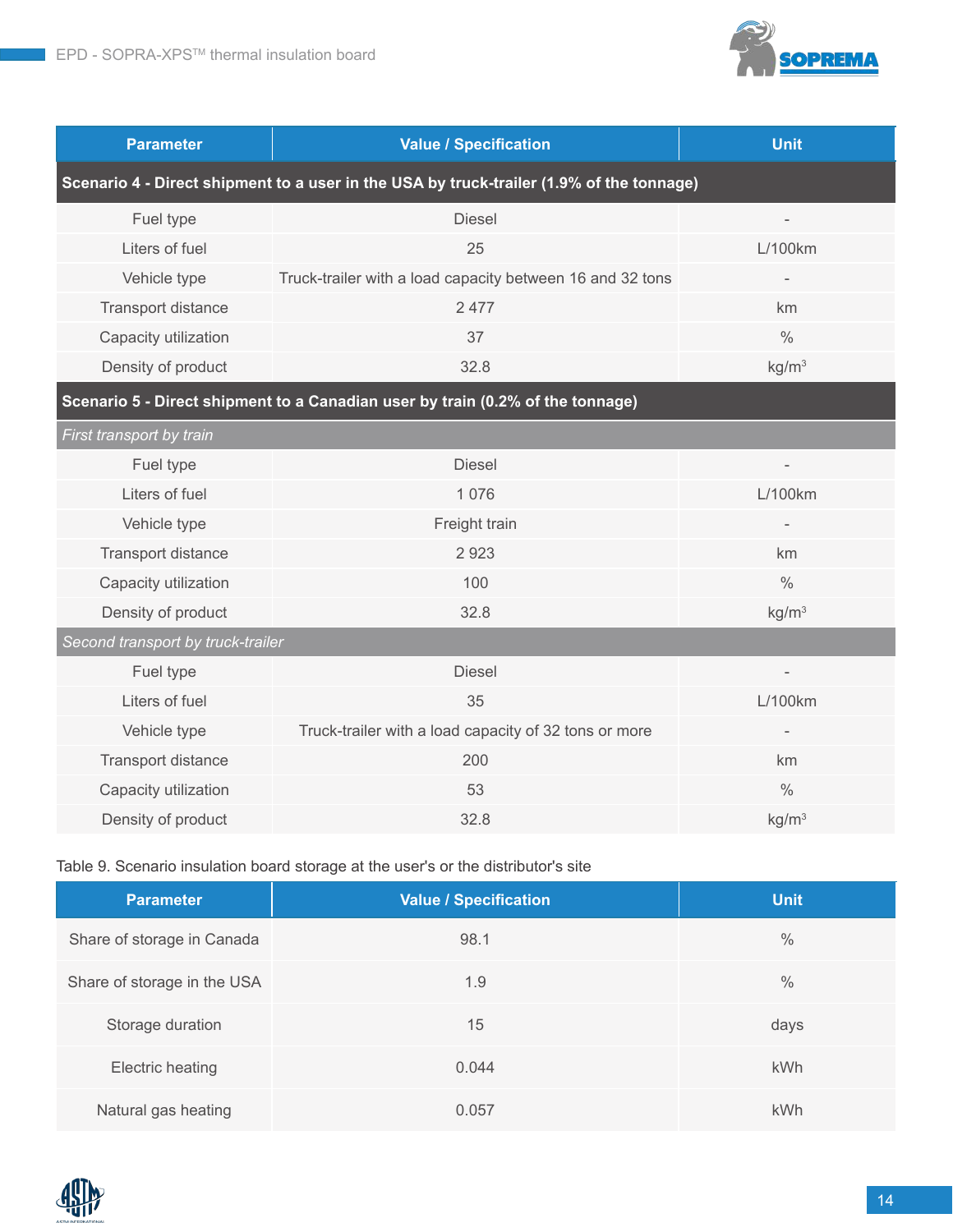| Parameter | Value / Specification | Unit |
|---|---|---|
| **Scenario 4 - Direct shipment to a user in the USA by truck-trailer (1.9% of the tonnage)** | | |
| Fuel type | Diesel | - |
| Liters of fuel | 25 | L/100km |
| Vehicle type | Truck-trailer with a load capacity between 16 and 32 tons | - |
| Transport distance | 2 477 | km |
| Capacity utilization | 37 | % |
| Density of product | 32.8 | kg/m³ |
| **Scenario 5 - Direct shipment to a Canadian user by train (0.2% of the tonnage)** | | |
| *First transport by train* | | |
| Fuel type | Diesel | - |
| Liters of fuel | 1 076 | L/100km |
| Vehicle type | Freight train | - |
| Transport distance | 2 923 | km |
| Capacity utilization | 100 | % |
| Density of product | 32.8 | kg/m³ |
| *Second transport by truck-trailer* | | |
| Fuel type | Diesel | - |
| Liters of fuel | 35 | L/100km |
| Vehicle type | Truck-trailer with a load capacity of 32 tons or more | - |
| Transport distance | 200 | km |
| Capacity utilization | 53 | % |
| Density of product | 32.8 | kg/m³ |

Table 9. Scenario insulation board storage at the user's or the distributor's site

| Parameter | Value / Specification | Unit |
|---|---|---|
| Share of storage in Canada | 98.1 | % |
| Share of storage in the USA | 1.9 | % |
| Storage duration | 15 | days |
| Electric heating | 0.044 | kWh |
| Natural gas heating | 0.057 | kWh |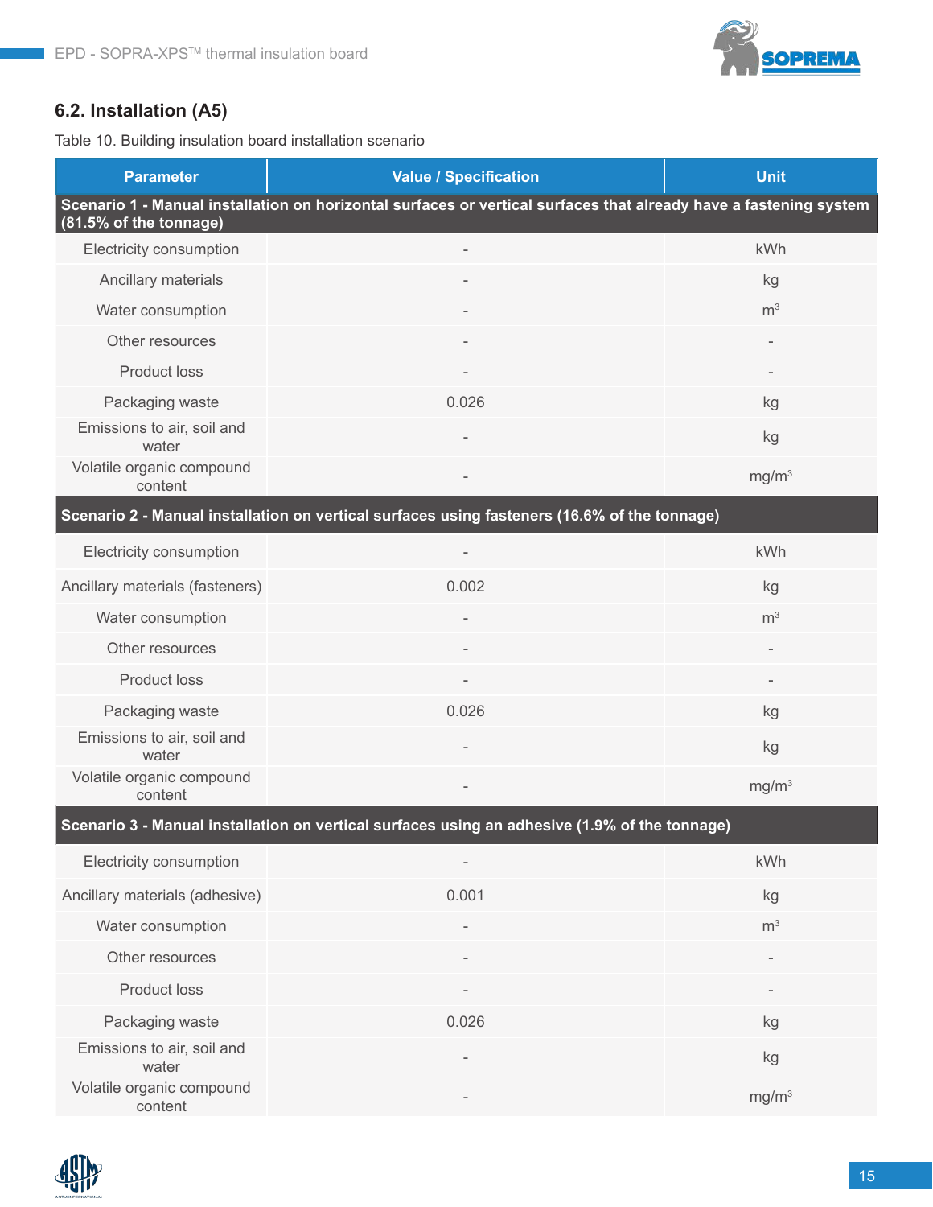## 6.2. Installation (A5)

Table 10. Building insulation board installation scenario

| Parameter | Value / Specification | Unit |
|---|---|---|
| **Scenario 1 - Manual installation on horizontal surfaces or vertical surfaces that already have a fastening system (81.5% of the tonnage)** | | |
| Electricity consumption | - | kWh |
| Ancillary materials | - | kg |
| Water consumption | - | $m^3$ |
| Other resources | - | - |
| Product loss | - | - |
| Packaging waste | 0.026 | kg |
| Emissions to air, soil and water | - | kg |
| Volatile organic compound content | - | $mg/m^3$ |
| **Scenario 2 - Manual installation on vertical surfaces using fasteners (16.6% of the tonnage)** | | |
| Electricity consumption | - | kWh |
| Ancillary materials (fasteners) | 0.002 | kg |
| Water consumption | - | $m^3$ |
| Other resources | - | - |
| Product loss | - | - |
| Packaging waste | 0.026 | kg |
| Emissions to air, soil and water | - | kg |
| Volatile organic compound content | - | $mg/m^3$ |
| **Scenario 3 - Manual installation on vertical surfaces using an adhesive (1.9% of the tonnage)** | | |
| Electricity consumption | - | kWh |
| Ancillary materials (adhesive) | 0.001 | kg |
| Water consumption | - | $m^3$ |
| Other resources | - | - |
| Product loss | - | - |
| Packaging waste | 0.026 | kg |
| Emissions to air, soil and water | - | kg |
| Volatile organic compound content | - | $mg/m^3$ |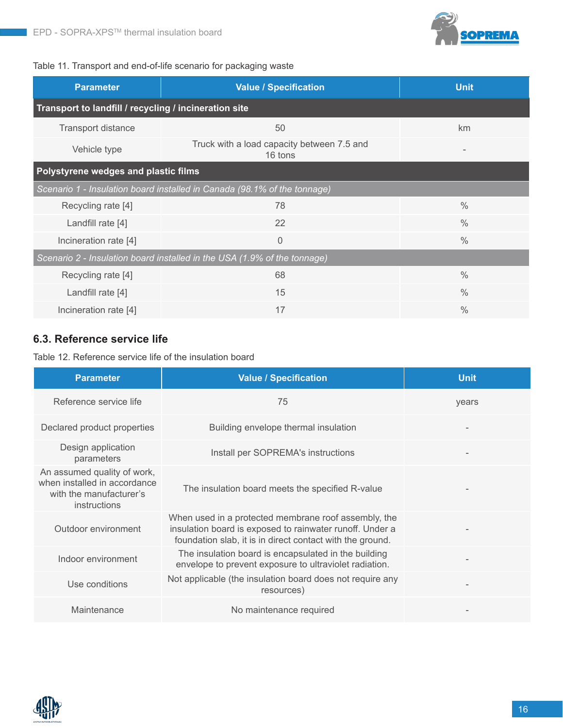Table 11. Transport and end-of-life scenario for packaging waste

| Parameter | Value / Specification | Unit |
|---|---|---|
| **Transport to landfill / recycling / incineration site** | | |
| Transport distance | 50 | km |
| Vehicle type | Truck with a load capacity between 7.5 and 16 tons | - |
| **Polystyrene wedges and plastic films** | | |
| *Scenario 1 - Insulation board installed in Canada (98.1% of the tonnage)* | | |
| Recycling rate [4] | 78 | % |
| Landfill rate [4] | 22 | % |
| Incineration rate [4] | 0 | % |
| *Scenario 2 - Insulation board installed in the USA (1.9% of the tonnage)* | | |
| Recycling rate [4] | 68 | % |
| Landfill rate [4] | 15 | % |
| Incineration rate [4] | 17 | % |

## 6.3. Reference service life

Table 12. Reference service life of the insulation board

| Parameter | Value / Specification | Unit |
|---|---|---|
| Reference service life | 75 | years |
| Declared product properties | Building envelope thermal insulation | - |
| Design application parameters | Install per SOPREMA's instructions | - |
| An assumed quality of work, when installed in accordance with the manufacturer's instructions | The insulation board meets the specified R-value | - |
| Outdoor environment | When used in a protected membrane roof assembly, the insulation board is exposed to rainwater runoff. Under a foundation slab, it is in direct contact with the ground. | - |
| Indoor environment | The insulation board is encapsulated in the building envelope to prevent exposure to ultraviolet radiation. | - |
| Use conditions | Not applicable (the insulation board does not require any resources) | - |
| Maintenance | No maintenance required | - |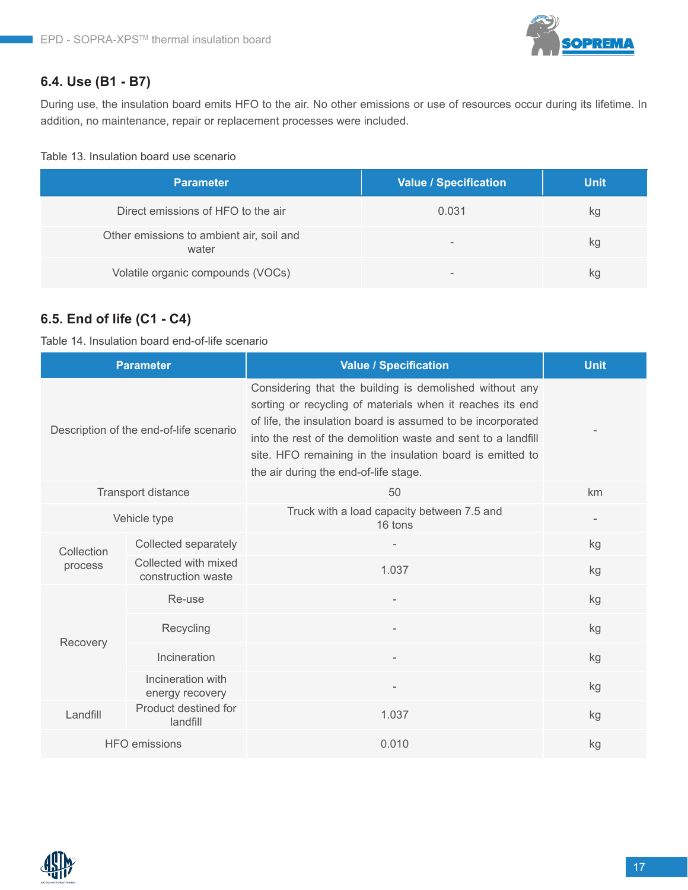### 6.4. Use (B1 - B7)

During use, the insulation board emits HFO to the air. No other emissions or use of resources occur during its lifetime. In addition, no maintenance, repair or replacement processes were included.

Table 13. Insulation board use scenario

| Parameter | Value / Specification | Unit |
|---|---|---|
| Direct emissions of HFO to the air | 0.031 | kg |
| Other emissions to ambient air, soil and water | - | kg |
| Volatile organic compounds (VOCs) | - | kg |

### 6.5. End of life (C1 - C4)

Table 14. Insulation board end-of-life scenario

| Parameter | | Value / Specification | Unit |
|---|---|---|---|
| Description of the end-of-life scenario | | Considering that the building is demolished without any sorting or recycling of materials when it reaches its end of life, the insulation board is assumed to be incorporated into the rest of the demolition waste and sent to a landfill site. HFO remaining in the insulation board is emitted to the air during the end-of-life stage. | - |
| Transport distance | | 50 | km |
| Vehicle type | | Truck with a load capacity between 7.5 and 16 tons | - |
| Collection process | Collected separately | - | kg |
| | Collected with mixed construction waste | 1.037 | kg |
| Recovery | Re-use | - | kg |
| | Recycling | - | kg |
| | Incineration | - | kg |
| | Incineration with energy recovery | - | kg |
| Landfill | Product destined for landfill | 1.037 | kg |
| HFO emissions | | 0.010 | kg |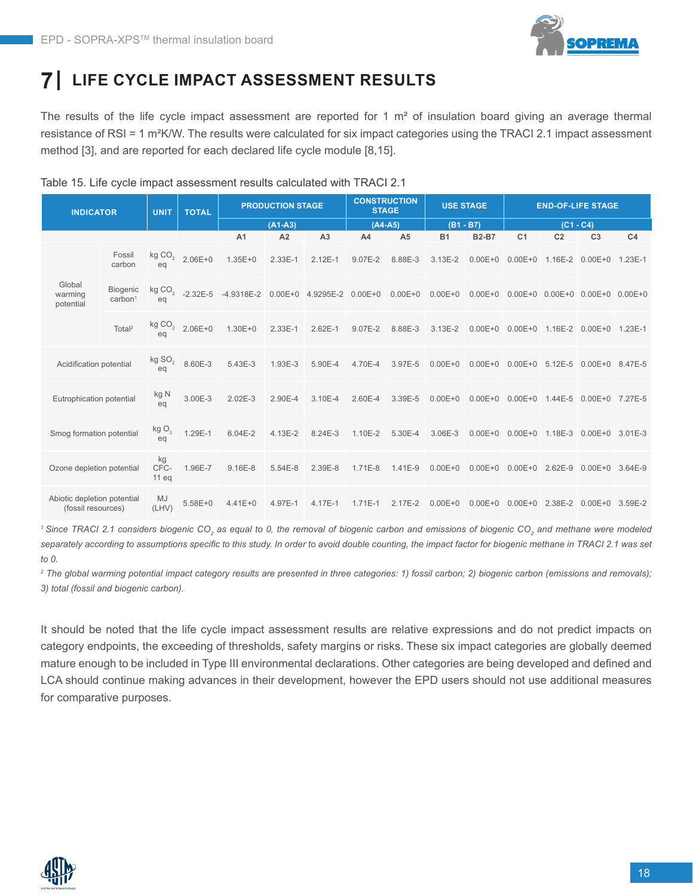# 7 | LIFE CYCLE IMPACT ASSESSMENT RESULTS

The results of the life cycle impact assessment are reported for 1 m² of insulation board giving an average thermal resistance of RSI = 1 m²K/W. The results were calculated for six impact categories using the TRACI 2.1 impact assessment method [3], and are reported for each declared life cycle module [8,15].

Table 15. Life cycle impact assessment results calculated with TRACI 2.1

| INDICATOR | | UNIT | TOTAL | PRODUCTION STAGE (A1-A3) | | | CONSTRUCTION STAGE (A4-A5) | | USE STAGE (B1 - B7) | | END-OF-LIFE STAGE (C1 - C4) | | | |
|---|---|---|---|---|---|---|---|---|---|---|---|---|---|---|
| | | | | A1 | A2 | A3 | A4 | A5 | B1 | B2-B7 | C1 | C2 | C3 | C4 |
| Global warming potential | Fossil carbon | kg $CO_2$ eq | 2.06E+0 | 1.35E+0 | 2.33E-1 | 2.12E-1 | 9.07E-2 | 8.88E-3 | 3.13E-2 | 0.00E+0 | 0.00E+0 | 1.16E-2 | 0.00E+0 | 1.23E-1 |
| | Biogenic carbon[1] | kg $CO_2$ eq | -2.32E-5 | -4.9318E-2 | 0.00E+0 | 4.9295E-2 | 0.00E+0 | 0.00E+0 | 0.00E+0 | 0.00E+0 | 0.00E+0 | 0.00E+0 | 0.00E+0 | 0.00E+0 |
| | Total[2] | kg $CO_2$ eq | 2.06E+0 | 1.30E+0 | 2.33E-1 | 2.62E-1 | 9.07E-2 | 8.88E-3 | 3.13E-2 | 0.00E+0 | 0.00E+0 | 1.16E-2 | 0.00E+0 | 1.23E-1 |
| Acidification potential | | kg $SO_2$ eq | 8.60E-3 | 5.43E-3 | 1.93E-3 | 5.90E-4 | 4.70E-4 | 3.97E-5 | 0.00E+0 | 0.00E+0 | 0.00E+0 | 5.12E-5 | 0.00E+0 | 8.47E-5 |
| Eutrophication potential | | kg N eq | 3.00E-3 | 2.02E-3 | 2.90E-4 | 3.10E-4 | 2.60E-4 | 3.39E-5 | 0.00E+0 | 0.00E+0 | 0.00E+0 | 1.44E-5 | 0.00E+0 | 7.27E-5 |
| Smog formation potential | | kg $O_3$ eq | 1.29E-1 | 6.04E-2 | 4.13E-2 | 8.24E-3 | 1.10E-2 | 5.30E-4 | 3.06E-3 | 0.00E+0 | 0.00E+0 | 1.18E-3 | 0.00E+0 | 3.01E-3 |
| Ozone depletion potential | | kg CFC-11 eq | 1.96E-7 | 9.16E-8 | 5.54E-8 | 2.39E-8 | 1.71E-8 | 1.41E-9 | 0.00E+0 | 0.00E+0 | 0.00E+0 | 2.62E-9 | 0.00E+0 | 3.64E-9 |
| Abiotic depletion potential (fossil resources) | | MJ (LHV) | 5.58E+0 | 4.41E+0 | 4.97E-1 | 4.17E-1 | 1.71E-1 | 2.17E-2 | 0.00E+0 | 0.00E+0 | 0.00E+0 | 2.38E-2 | 0.00E+0 | 3.59E-2 |

*[1] Since TRACI 2.1 considers biogenic $CO_2$ as equal to 0, the removal of biogenic carbon and emissions of biogenic $CO_2$ and methane were modeled separately according to assumptions specific to this study. In order to avoid double counting, the impact factor for biogenic methane in TRACI 2.1 was set to 0.*

*[2] The global warming potential impact category results are presented in three categories: 1) fossil carbon; 2) biogenic carbon (emissions and removals); 3) total (fossil and biogenic carbon).*

It should be noted that the life cycle impact assessment results are relative expressions and do not predict impacts on category endpoints, the exceeding of thresholds, safety margins or risks. These six impact categories are globally deemed mature enough to be included in Type III environmental declarations. Other categories are being developed and defined and LCA should continue making advances in their development, however the EPD users should not use additional measures for comparative purposes.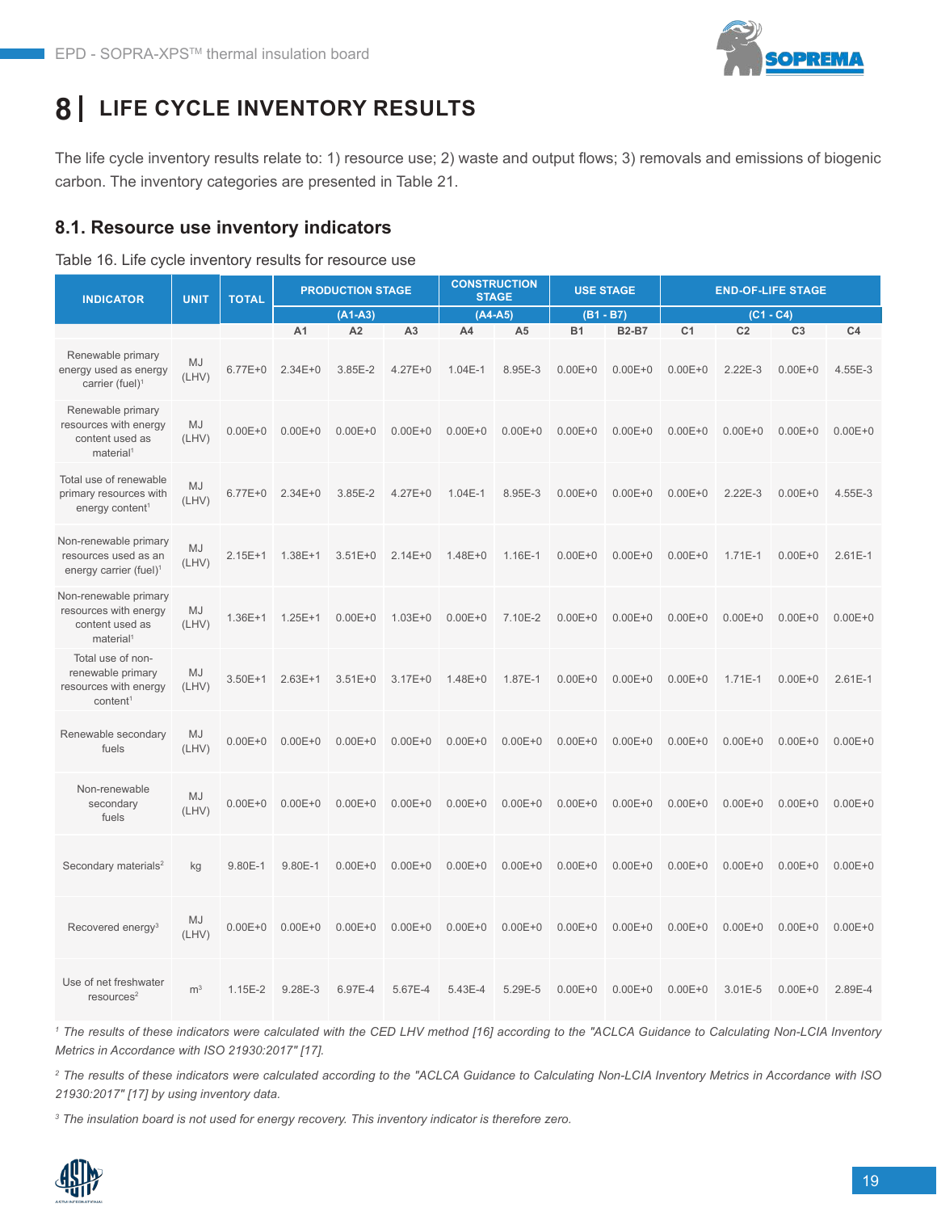# 8 | LIFE CYCLE INVENTORY RESULTS

The life cycle inventory results relate to: 1) resource use; 2) waste and output flows; 3) removals and emissions of biogenic carbon. The inventory categories are presented in Table 21.

## 8.1. Resource use inventory indicators

Table 16. Life cycle inventory results for resource use

| INDICATOR | UNIT | TOTAL | PRODUCTION STAGE | | | CONSTRUCTION STAGE | | USE STAGE | | END-OF-LIFE STAGE | | | |
|---|---|---|---|---|---|---|---|---|---|---|---|---|---|
| | | | (A1-A3) | | | (A4-A5) | | (B1 - B7) | | (C1 - C4) | | | |
| | | | A1 | A2 | A3 | A4 | A5 | B1 | B2-B7 | C1 | C2 | C3 | C4 |
| Renewable primary energy used as energy carrier (fuel)[1] | MJ (LHV) | 6.77E+0 | 2.34E+0 | 3.85E-2 | 4.27E+0 | 1.04E-1 | 8.95E-3 | 0.00E+0 | 0.00E+0 | 0.00E+0 | 2.22E-3 | 0.00E+0 | 4.55E-3 |
| Renewable primary resources with energy content used as material[1] | MJ (LHV) | 0.00E+0 | 0.00E+0 | 0.00E+0 | 0.00E+0 | 0.00E+0 | 0.00E+0 | 0.00E+0 | 0.00E+0 | 0.00E+0 | 0.00E+0 | 0.00E+0 | 0.00E+0 |
| Total use of renewable primary resources with energy content[1] | MJ (LHV) | 6.77E+0 | 2.34E+0 | 3.85E-2 | 4.27E+0 | 1.04E-1 | 8.95E-3 | 0.00E+0 | 0.00E+0 | 0.00E+0 | 2.22E-3 | 0.00E+0 | 4.55E-3 |
| Non-renewable primary resources used as an energy carrier (fuel)[1] | MJ (LHV) | 2.15E+1 | 1.38E+1 | 3.51E+0 | 2.14E+0 | 1.48E+0 | 1.16E-1 | 0.00E+0 | 0.00E+0 | 0.00E+0 | 1.71E-1 | 0.00E+0 | 2.61E-1 |
| Non-renewable primary resources with energy content used as material[1] | MJ (LHV) | 1.36E+1 | 1.25E+1 | 0.00E+0 | 1.03E+0 | 0.00E+0 | 7.10E-2 | 0.00E+0 | 0.00E+0 | 0.00E+0 | 0.00E+0 | 0.00E+0 | 0.00E+0 |
| Total use of non-renewable primary resources with energy content[1] | MJ (LHV) | 3.50E+1 | 2.63E+1 | 3.51E+0 | 3.17E+0 | 1.48E+0 | 1.87E-1 | 0.00E+0 | 0.00E+0 | 0.00E+0 | 1.71E-1 | 0.00E+0 | 2.61E-1 |
| Renewable secondary fuels | MJ (LHV) | 0.00E+0 | 0.00E+0 | 0.00E+0 | 0.00E+0 | 0.00E+0 | 0.00E+0 | 0.00E+0 | 0.00E+0 | 0.00E+0 | 0.00E+0 | 0.00E+0 | 0.00E+0 |
| Non-renewable secondary fuels | MJ (LHV) | 0.00E+0 | 0.00E+0 | 0.00E+0 | 0.00E+0 | 0.00E+0 | 0.00E+0 | 0.00E+0 | 0.00E+0 | 0.00E+0 | 0.00E+0 | 0.00E+0 | 0.00E+0 |
| Secondary materials[2] | kg | 9.80E-1 | 9.80E-1 | 0.00E+0 | 0.00E+0 | 0.00E+0 | 0.00E+0 | 0.00E+0 | 0.00E+0 | 0.00E+0 | 0.00E+0 | 0.00E+0 | 0.00E+0 |
| Recovered energy[3] | MJ (LHV) | 0.00E+0 | 0.00E+0 | 0.00E+0 | 0.00E+0 | 0.00E+0 | 0.00E+0 | 0.00E+0 | 0.00E+0 | 0.00E+0 | 0.00E+0 | 0.00E+0 | 0.00E+0 |
| Use of net freshwater resources[2] | $m^3$ | 1.15E-2 | 9.28E-3 | 6.97E-4 | 5.67E-4 | 5.43E-4 | 5.29E-5 | 0.00E+0 | 0.00E+0 | 0.00E+0 | 3.01E-5 | 0.00E+0 | 2.89E-4 |

*[1] The results of these indicators were calculated with the CED LHV method [16] according to the "ACLCA Guidance to Calculating Non-LCIA Inventory Metrics in Accordance with ISO 21930:2017" [17].*

*[2] The results of these indicators were calculated according to the "ACLCA Guidance to Calculating Non-LCIA Inventory Metrics in Accordance with ISO 21930:2017" [17] by using inventory data.*

*[3] The insulation board is not used for energy recovery. This inventory indicator is therefore zero.*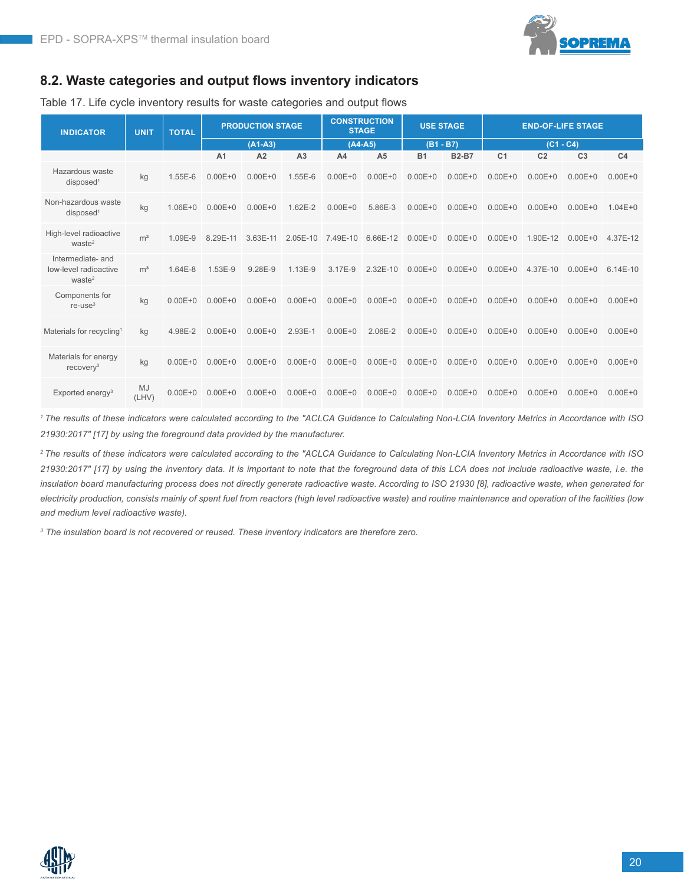## 8.2. Waste categories and output flows inventory indicators

Table 17. Life cycle inventory results for waste categories and output flows

| INDICATOR | UNIT | TOTAL | PRODUCTION STAGE (A1-A3) | | | CONSTRUCTION STAGE (A4-A5) | | USE STAGE (B1 - B7) | | END-OF-LIFE STAGE (C1 - C4) | | | |
|---|---|---|---|---|---|---|---|---|---|---|---|---|---|
| | | | A1 | A2 | A3 | A4 | A5 | B1 | B2-B7 | C1 | C2 | C3 | C4 |
| Hazardous waste disposed[1] | kg | 1.55E-6 | 0.00E+0 | 0.00E+0 | 1.55E-6 | 0.00E+0 | 0.00E+0 | 0.00E+0 | 0.00E+0 | 0.00E+0 | 0.00E+0 | 0.00E+0 | 0.00E+0 |
| Non-hazardous waste disposed[1] | kg | 1.06E+0 | 0.00E+0 | 0.00E+0 | 1.62E-2 | 0.00E+0 | 5.86E-3 | 0.00E+0 | 0.00E+0 | 0.00E+0 | 0.00E+0 | 0.00E+0 | 1.04E+0 |
| High-level radioactive waste[2] | m³ | 1.09E-9 | 8.29E-11 | 3.63E-11 | 2.05E-10 | 7.49E-10 | 6.66E-12 | 0.00E+0 | 0.00E+0 | 0.00E+0 | 1.90E-12 | 0.00E+0 | 4.37E-12 |
| Intermediate- and low-level radioactive waste[2] | m³ | 1.64E-8 | 1.53E-9 | 9.28E-9 | 1.13E-9 | 3.17E-9 | 2.32E-10 | 0.00E+0 | 0.00E+0 | 0.00E+0 | 4.37E-10 | 0.00E+0 | 6.14E-10 |
| Components for re-use[3] | kg | 0.00E+0 | 0.00E+0 | 0.00E+0 | 0.00E+0 | 0.00E+0 | 0.00E+0 | 0.00E+0 | 0.00E+0 | 0.00E+0 | 0.00E+0 | 0.00E+0 | 0.00E+0 |
| Materials for recycling[1] | kg | 4.98E-2 | 0.00E+0 | 0.00E+0 | 2.93E-1 | 0.00E+0 | 2.06E-2 | 0.00E+0 | 0.00E+0 | 0.00E+0 | 0.00E+0 | 0.00E+0 | 0.00E+0 |
| Materials for energy recovery[3] | kg | 0.00E+0 | 0.00E+0 | 0.00E+0 | 0.00E+0 | 0.00E+0 | 0.00E+0 | 0.00E+0 | 0.00E+0 | 0.00E+0 | 0.00E+0 | 0.00E+0 | 0.00E+0 |
| Exported energy[3] | MJ (LHV) | 0.00E+0 | 0.00E+0 | 0.00E+0 | 0.00E+0 | 0.00E+0 | 0.00E+0 | 0.00E+0 | 0.00E+0 | 0.00E+0 | 0.00E+0 | 0.00E+0 | 0.00E+0 |

*[1] The results of these indicators were calculated according to the "ACLCA Guidance to Calculating Non-LCIA Inventory Metrics in Accordance with ISO 21930:2017" [17] by using the foreground data provided by the manufacturer.*

*[2] The results of these indicators were calculated according to the "ACLCA Guidance to Calculating Non-LCIA Inventory Metrics in Accordance with ISO 21930:2017" [17] by using the inventory data. It is important to note that the foreground data of this LCA does not include radioactive waste, i.e. the insulation board manufacturing process does not directly generate radioactive waste. According to ISO 21930 [8], radioactive waste, when generated for electricity production, consists mainly of spent fuel from reactors (high level radioactive waste) and routine maintenance and operation of the facilities (low and medium level radioactive waste).*

*[3] The insulation board is not recovered or reused. These inventory indicators are therefore zero.*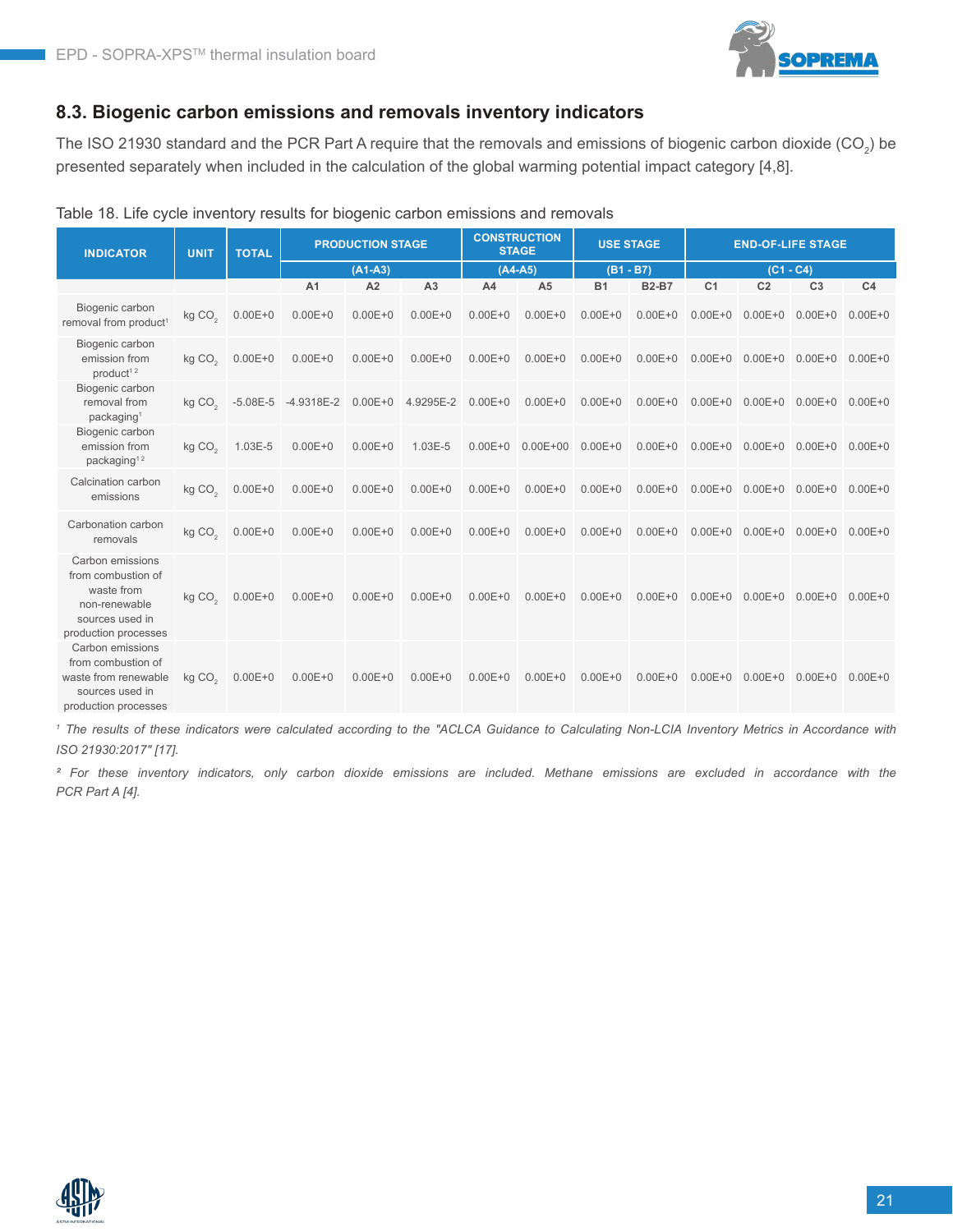## 8.3. Biogenic carbon emissions and removals inventory indicators

The ISO 21930 standard and the PCR Part A require that the removals and emissions of biogenic carbon dioxide ($CO_2$) be presented separately when included in the calculation of the global warming potential impact category [4,8].

Table 18. Life cycle inventory results for biogenic carbon emissions and removals

| INDICATOR | UNIT | TOTAL | PRODUCTION STAGE (A1-A3) | | | CONSTRUCTION STAGE (A4-A5) | | USE STAGE (B1 - B7) | | END-OF-LIFE STAGE (C1 - C4) | | | |
|---|---|---|---|---|---|---|---|---|---|---|---|---|---|
| | | | A1 | A2 | A3 | A4 | A5 | B1 | B2-B7 | C1 | C2 | C3 | C4 |
| Biogenic carbon removal from product[1] | kg $CO_2$ | 0.00E+0 | 0.00E+0 | 0.00E+0 | 0.00E+0 | 0.00E+0 | 0.00E+0 | 0.00E+0 | 0.00E+0 | 0.00E+0 | 0.00E+0 | 0.00E+0 | 0.00E+0 |
| Biogenic carbon emission from product[1 2] | kg $CO_2$ | 0.00E+0 | 0.00E+0 | 0.00E+0 | 0.00E+0 | 0.00E+0 | 0.00E+0 | 0.00E+0 | 0.00E+0 | 0.00E+0 | 0.00E+0 | 0.00E+0 | 0.00E+0 |
| Biogenic carbon removal from packaging[1] | kg $CO_2$ | -5.08E-5 | -4.9318E-2 | 0.00E+0 | 4.9295E-2 | 0.00E+0 | 0.00E+0 | 0.00E+0 | 0.00E+0 | 0.00E+0 | 0.00E+0 | 0.00E+0 | 0.00E+0 |
| Biogenic carbon emission from packaging[1 2] | kg $CO_2$ | 1.03E-5 | 0.00E+0 | 0.00E+0 | 1.03E-5 | 0.00E+0 | 0.00E+00 | 0.00E+0 | 0.00E+0 | 0.00E+0 | 0.00E+0 | 0.00E+0 | 0.00E+0 |
| Calcination carbon emissions | kg $CO_2$ | 0.00E+0 | 0.00E+0 | 0.00E+0 | 0.00E+0 | 0.00E+0 | 0.00E+0 | 0.00E+0 | 0.00E+0 | 0.00E+0 | 0.00E+0 | 0.00E+0 | 0.00E+0 |
| Carbonation carbon removals | kg $CO_2$ | 0.00E+0 | 0.00E+0 | 0.00E+0 | 0.00E+0 | 0.00E+0 | 0.00E+0 | 0.00E+0 | 0.00E+0 | 0.00E+0 | 0.00E+0 | 0.00E+0 | 0.00E+0 |
| Carbon emissions from combustion of waste from non-renewable sources used in production processes | kg $CO_2$ | 0.00E+0 | 0.00E+0 | 0.00E+0 | 0.00E+0 | 0.00E+0 | 0.00E+0 | 0.00E+0 | 0.00E+0 | 0.00E+0 | 0.00E+0 | 0.00E+0 | 0.00E+0 |
| Carbon emissions from combustion of waste from renewable sources used in production processes | kg $CO_2$ | 0.00E+0 | 0.00E+0 | 0.00E+0 | 0.00E+0 | 0.00E+0 | 0.00E+0 | 0.00E+0 | 0.00E+0 | 0.00E+0 | 0.00E+0 | 0.00E+0 | 0.00E+0 |

*[1] The results of these indicators were calculated according to the "ACLCA Guidance to Calculating Non-LCIA Inventory Metrics in Accordance with ISO 21930:2017" [17].*

*[2] For these inventory indicators, only carbon dioxide emissions are included. Methane emissions are excluded in accordance with the PCR Part A [4].*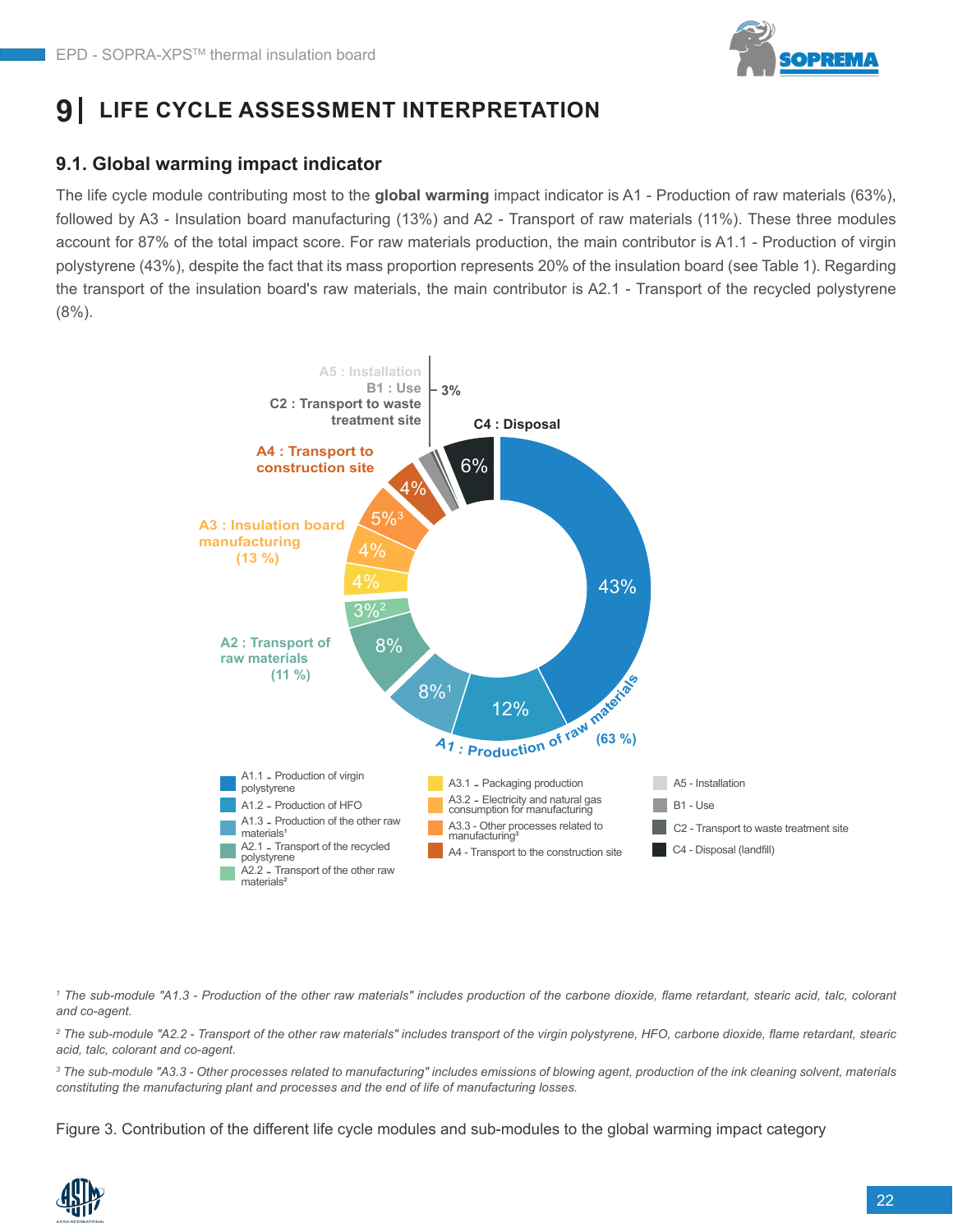# 9 | LIFE CYCLE ASSESSMENT INTERPRETATION

## 9.1. Global warming impact indicator

The life cycle module contributing most to the **global warming** impact indicator is A1 - Production of raw materials (63%), followed by A3 - Insulation board manufacturing (13%) and A2 - Transport of raw materials (11%). These three modules account for 87% of the total impact score. For raw materials production, the main contributor is A1.1 - Production of virgin polystyrene (43%), despite the fact that its mass proportion represents 20% of the insulation board (see Table 1). Regarding the transport of the insulation board's raw materials, the main contributor is A2.1 - Transport of the recycled polystyrene (8%).

A5 : Installation
B1 : Use
C2 : Transport to waste treatment site — 3%

C4 : Disposal — 6%

A4 : Transport to construction site — 4%

A3 : Insulation board manufacturing (13 %) — 5%[3], 4%, 4%

A2 : Transport of raw materials (11 %) — 3%[2], 8%

A1 : Production of raw materials (63 %) — 8%[1], 12%, 43%

- A1.1 - Production of virgin polystyrene
- A1.2 - Production of HFO
- A1.3 - Production of the other raw materials[1]
- A2.1 - Transport of the recycled polystyrene
- A2.2 - Transport of the other raw materials[2]
- A3.1 - Packaging production
- A3.2 - Electricity and natural gas consumption for manufacturing
- A3.3 - Other processes related to manufacturing[3]
- A4 - Transport to the construction site
- A5 - Installation
- B1 - Use
- C2 - Transport to waste treatment site
- C4 - Disposal (landfill)

*[1] The sub-module "A1.3 - Production of the other raw materials" includes production of the carbone dioxide, flame retardant, stearic acid, talc, colorant and co-agent.*

*[2] The sub-module "A2.2 - Transport of the other raw materials" includes transport of the virgin polystyrene, HFO, carbone dioxide, flame retardant, stearic acid, talc, colorant and co-agent.*

*[3] The sub-module "A3.3 - Other processes related to manufacturing" includes emissions of blowing agent, production of the ink cleaning solvent, materials constituting the manufacturing plant and processes and the end of life of manufacturing losses.*

Figure 3. Contribution of the different life cycle modules and sub-modules to the global warming impact category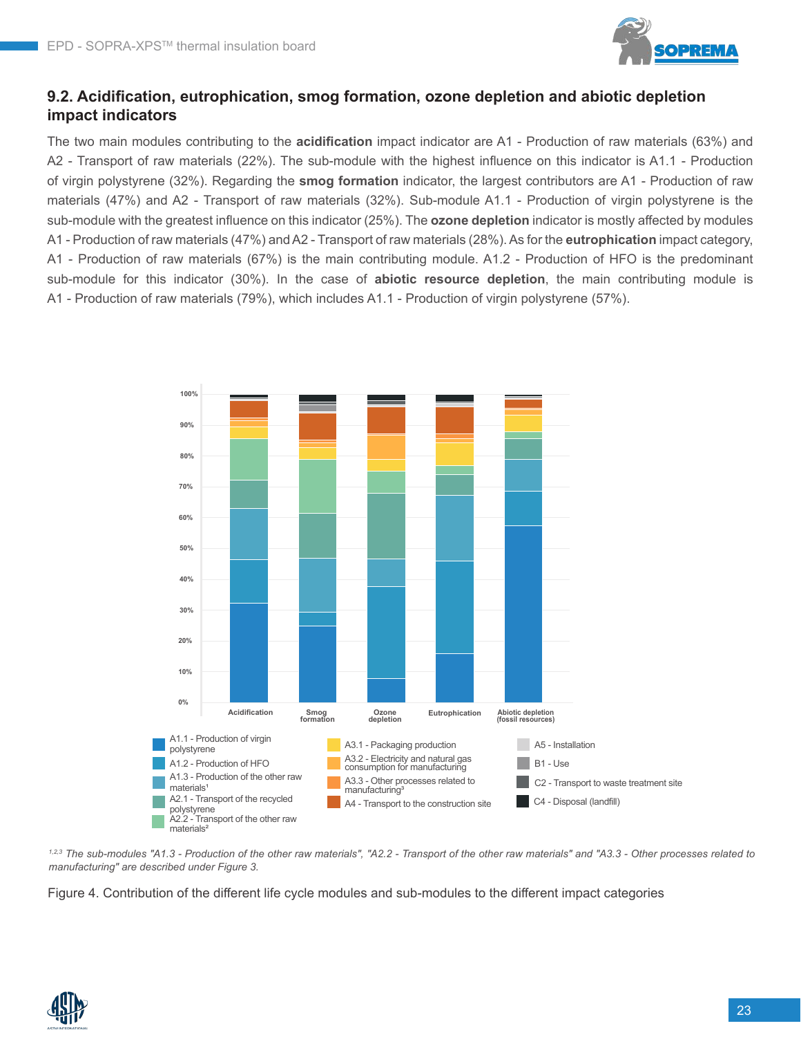## 9.2. Acidification, eutrophication, smog formation, ozone depletion and abiotic depletion impact indicators

The two main modules contributing to the **acidification** impact indicator are A1 - Production of raw materials (63%) and A2 - Transport of raw materials (22%). The sub-module with the highest influence on this indicator is A1.1 - Production of virgin polystyrene (32%). Regarding the **smog formation** indicator, the largest contributors are A1 - Production of raw materials (47%) and A2 - Transport of raw materials (32%). Sub-module A1.1 - Production of virgin polystyrene is the sub-module with the greatest influence on this indicator (25%). The **ozone depletion** indicator is mostly affected by modules A1 - Production of raw materials (47%) and A2 - Transport of raw materials (28%). As for the **eutrophication** impact category, A1 - Production of raw materials (67%) is the main contributing module. A1.2 - Production of HFO is the predominant sub-module for this indicator (30%). In the case of **abiotic resource depletion**, the main contributing module is A1 - Production of raw materials (79%), which includes A1.1 - Production of virgin polystyrene (57%).

100%
90%
80%
70%
60%
50%
40%
30%
20%
10%
0%

Acidification | Smog formation | Ozone depletion | Eutrophication | Abiotic depletion (fossil resources)

- A1.1 - Production of virgin polystyrene
- A1.2 - Production of HFO
- A1.3 - Production of the other raw materials[1]
- A2.1 - Transport of the recycled polystyrene
- A2.2 - Transport of the other raw materials[2]
- A3.1 - Packaging production
- A3.2 - Electricity and natural gas consumption for manufacturing
- A3.3 - Other processes related to manufacturing[3]
- A4 - Transport to the construction site
- A5 - Installation
- B1 - Use
- C2 - Transport to waste treatment site
- C4 - Disposal (landfill)

*[1,2,3] The sub-modules "A1.3 - Production of the other raw materials", "A2.2 - Transport of the other raw materials" and "A3.3 - Other processes related to manufacturing" are described under Figure 3.*

Figure 4. Contribution of the different life cycle modules and sub-modules to the different impact categories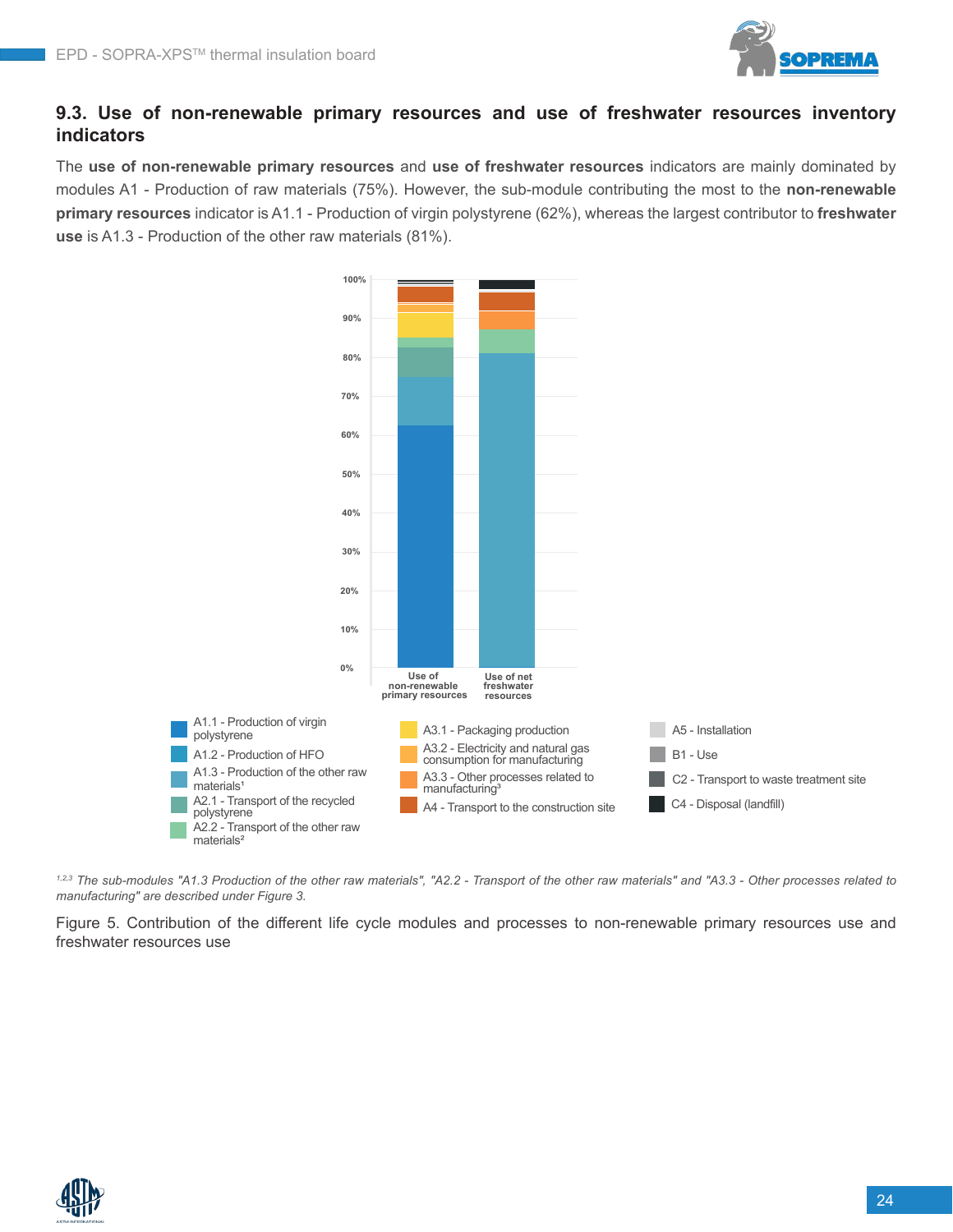## 9.3. Use of non-renewable primary resources and use of freshwater resources inventory indicators

The **use of non-renewable primary resources** and **use of freshwater resources** indicators are mainly dominated by modules A1 - Production of raw materials (75%). However, the sub-module contributing the most to the **non-renewable primary resources** indicator is A1.1 - Production of virgin polystyrene (62%), whereas the largest contributor to **freshwater use** is A1.3 - Production of the other raw materials (81%).

[1,2,3] *The sub-modules "A1.3 Production of the other raw materials", "A2.2 - Transport of the other raw materials" and "A3.3 - Other processes related to manufacturing" are described under Figure 3.*

Figure 5. Contribution of the different life cycle modules and processes to non-renewable primary resources use and freshwater resources use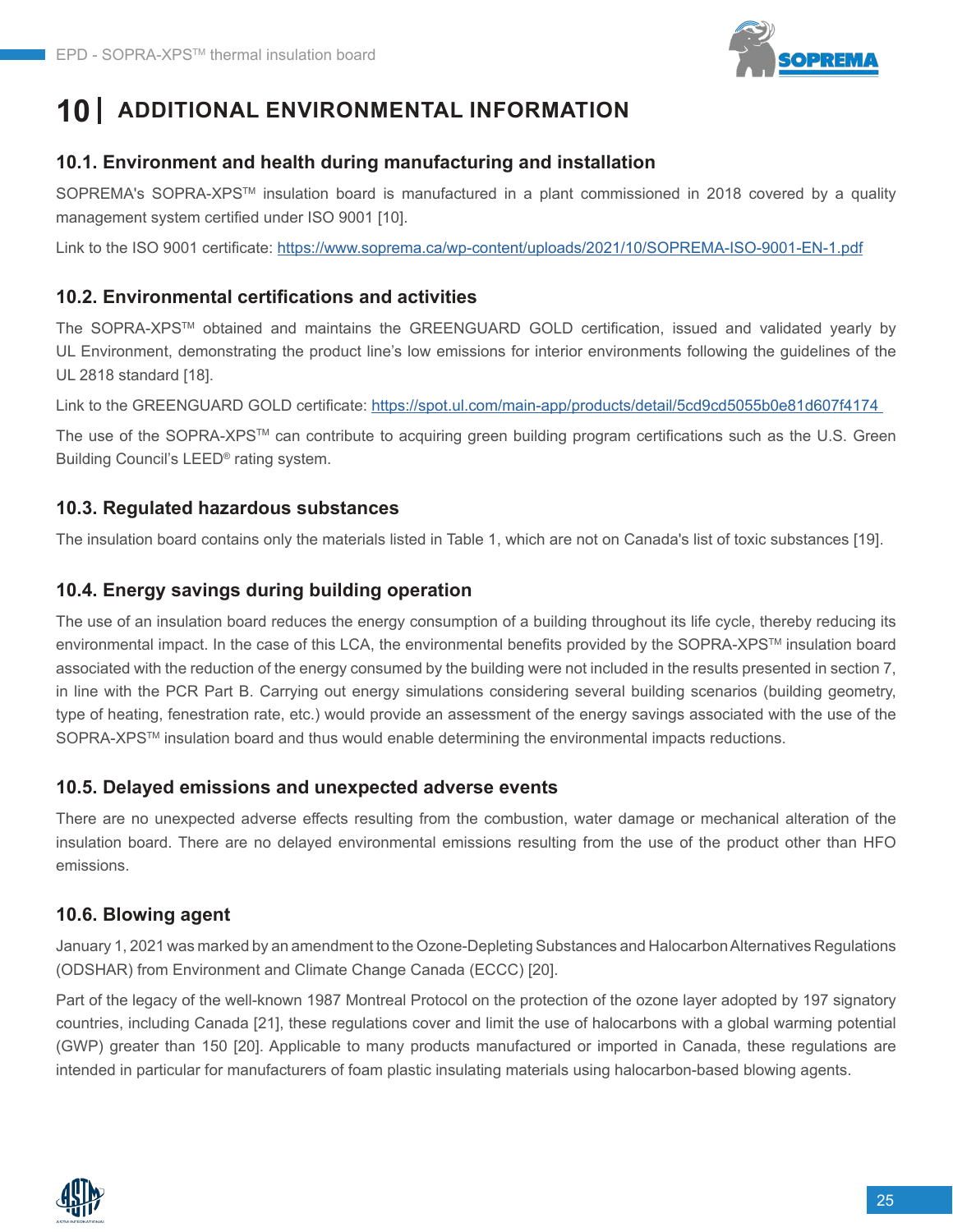# 10 | ADDITIONAL ENVIRONMENTAL INFORMATION

## 10.1. Environment and health during manufacturing and installation

SOPREMA's SOPRA-XPS™ insulation board is manufactured in a plant commissioned in 2018 covered by a quality management system certified under ISO 9001 [10].

Link to the ISO 9001 certificate: https://www.soprema.ca/wp-content/uploads/2021/10/SOPREMA-ISO-9001-EN-1.pdf

## 10.2. Environmental certifications and activities

The SOPRA-XPS™ obtained and maintains the GREENGUARD GOLD certification, issued and validated yearly by UL Environment, demonstrating the product line's low emissions for interior environments following the guidelines of the UL 2818 standard [18].

Link to the GREENGUARD GOLD certificate: https://spot.ul.com/main-app/products/detail/5cd9cd5055b0e81d607f4174

The use of the SOPRA-XPS™ can contribute to acquiring green building program certifications such as the U.S. Green Building Council's LEED® rating system.

## 10.3. Regulated hazardous substances

The insulation board contains only the materials listed in Table 1, which are not on Canada's list of toxic substances [19].

## 10.4. Energy savings during building operation

The use of an insulation board reduces the energy consumption of a building throughout its life cycle, thereby reducing its environmental impact. In the case of this LCA, the environmental benefits provided by the SOPRA-XPS™ insulation board associated with the reduction of the energy consumed by the building were not included in the results presented in section 7, in line with the PCR Part B. Carrying out energy simulations considering several building scenarios (building geometry, type of heating, fenestration rate, etc.) would provide an assessment of the energy savings associated with the use of the SOPRA-XPS™ insulation board and thus would enable determining the environmental impacts reductions.

## 10.5. Delayed emissions and unexpected adverse events

There are no unexpected adverse effects resulting from the combustion, water damage or mechanical alteration of the insulation board. There are no delayed environmental emissions resulting from the use of the product other than HFO emissions.

## 10.6. Blowing agent

January 1, 2021 was marked by an amendment to the Ozone-Depleting Substances and Halocarbon Alternatives Regulations (ODSHAR) from Environment and Climate Change Canada (ECCC) [20].

Part of the legacy of the well-known 1987 Montreal Protocol on the protection of the ozone layer adopted by 197 signatory countries, including Canada [21], these regulations cover and limit the use of halocarbons with a global warming potential (GWP) greater than 150 [20]. Applicable to many products manufactured or imported in Canada, these regulations are intended in particular for manufacturers of foam plastic insulating materials using halocarbon-based blowing agents.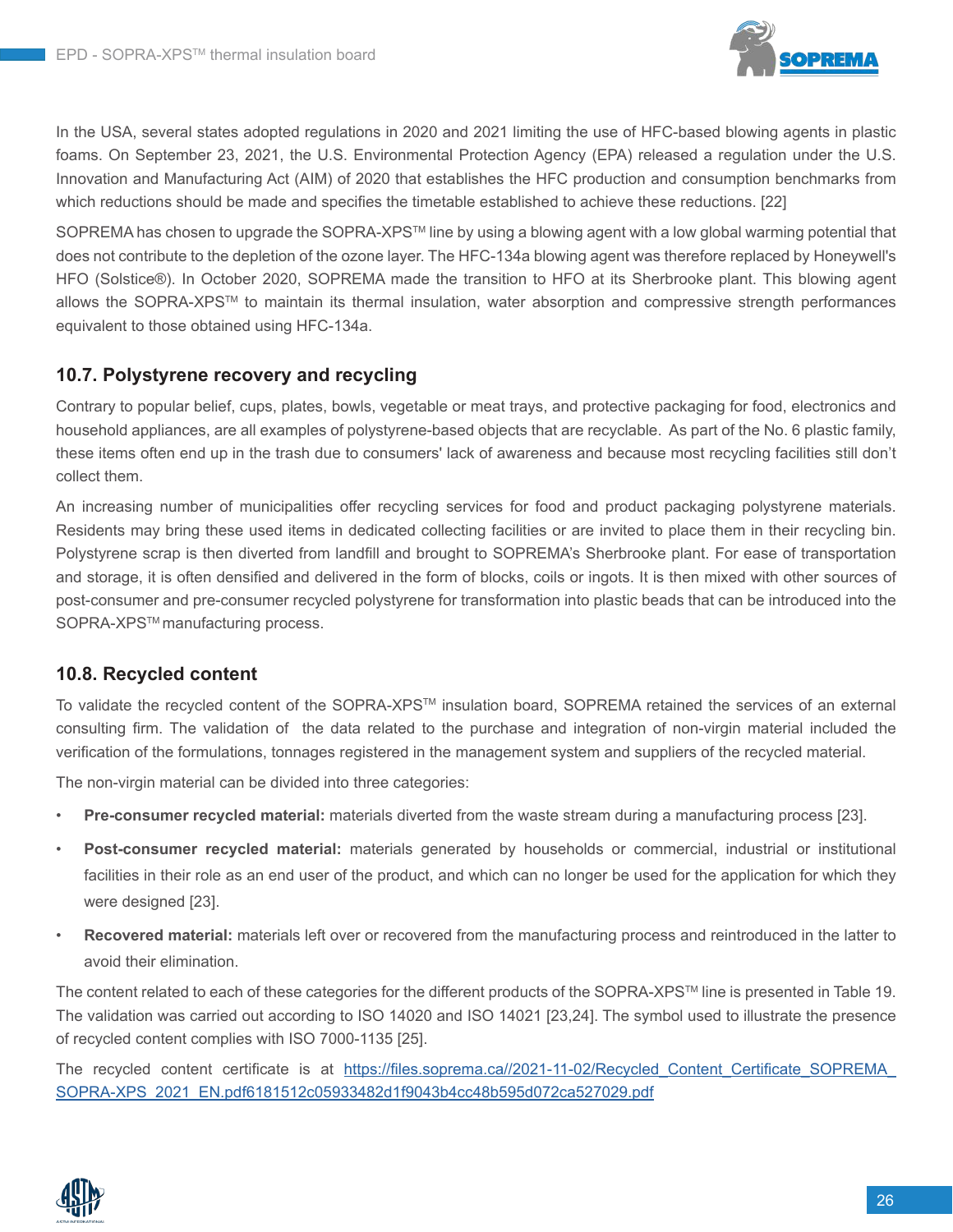In the USA, several states adopted regulations in 2020 and 2021 limiting the use of HFC-based blowing agents in plastic foams. On September 23, 2021, the U.S. Environmental Protection Agency (EPA) released a regulation under the U.S. Innovation and Manufacturing Act (AIM) of 2020 that establishes the HFC production and consumption benchmarks from which reductions should be made and specifies the timetable established to achieve these reductions. [22]

SOPREMA has chosen to upgrade the SOPRA-XPS™ line by using a blowing agent with a low global warming potential that does not contribute to the depletion of the ozone layer. The HFC-134a blowing agent was therefore replaced by Honeywell's HFO (Solstice®). In October 2020, SOPREMA made the transition to HFO at its Sherbrooke plant. This blowing agent allows the SOPRA-XPS™ to maintain its thermal insulation, water absorption and compressive strength performances equivalent to those obtained using HFC-134a.

### 10.7. Polystyrene recovery and recycling

Contrary to popular belief, cups, plates, bowls, vegetable or meat trays, and protective packaging for food, electronics and household appliances, are all examples of polystyrene-based objects that are recyclable. As part of the No. 6 plastic family, these items often end up in the trash due to consumers' lack of awareness and because most recycling facilities still don't collect them.

An increasing number of municipalities offer recycling services for food and product packaging polystyrene materials. Residents may bring these used items in dedicated collecting facilities or are invited to place them in their recycling bin. Polystyrene scrap is then diverted from landfill and brought to SOPREMA's Sherbrooke plant. For ease of transportation and storage, it is often densified and delivered in the form of blocks, coils or ingots. It is then mixed with other sources of post-consumer and pre-consumer recycled polystyrene for transformation into plastic beads that can be introduced into the SOPRA-XPS™ manufacturing process.

### 10.8. Recycled content

To validate the recycled content of the SOPRA-XPS™ insulation board, SOPREMA retained the services of an external consulting firm. The validation of the data related to the purchase and integration of non-virgin material included the verification of the formulations, tonnages registered in the management system and suppliers of the recycled material.

The non-virgin material can be divided into three categories:

- **Pre-consumer recycled material:** materials diverted from the waste stream during a manufacturing process [23].
- **Post-consumer recycled material:** materials generated by households or commercial, industrial or institutional facilities in their role as an end user of the product, and which can no longer be used for the application for which they were designed [23].
- **Recovered material:** materials left over or recovered from the manufacturing process and reintroduced in the latter to avoid their elimination.

The content related to each of these categories for the different products of the SOPRA-XPS™ line is presented in Table 19. The validation was carried out according to ISO 14020 and ISO 14021 [23,24]. The symbol used to illustrate the presence of recycled content complies with ISO 7000-1135 [25].

The recycled content certificate is at https://files.soprema.ca//2021-11-02/Recycled_Content_Certificate_SOPREMA_SOPRA-XPS_2021_EN.pdf6181512c05933482d1f9043b4cc48b595d072ca527029.pdf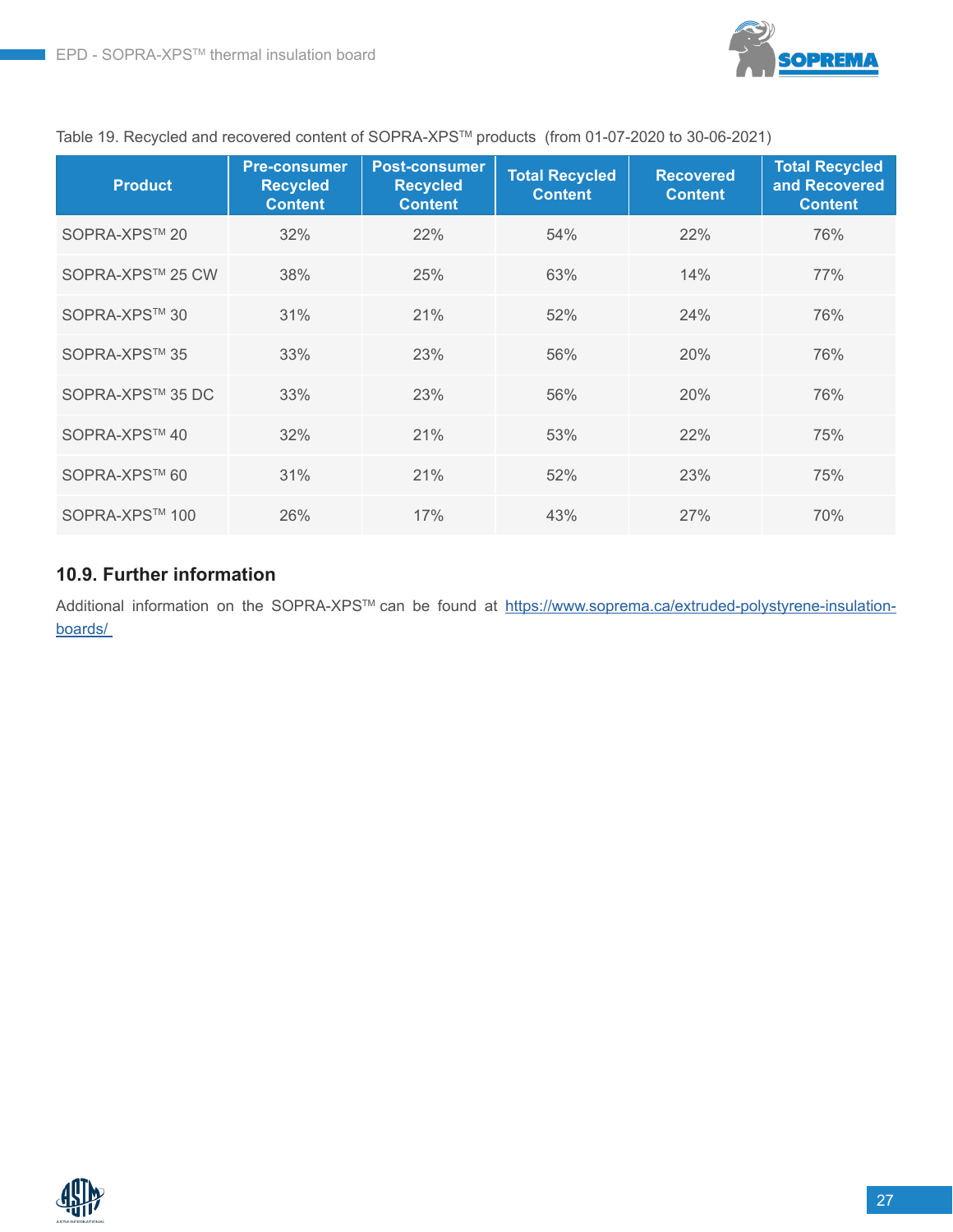Table 19. Recycled and recovered content of SOPRA-XPS™ products (from 01-07-2020 to 30-06-2021)

| Product | Pre-consumer Recycled Content | Post-consumer Recycled Content | Total Recycled Content | Recovered Content | Total Recycled and Recovered Content |
|---|---|---|---|---|---|
| SOPRA-XPS™ 20 | 32% | 22% | 54% | 22% | 76% |
| SOPRA-XPS™ 25 CW | 38% | 25% | 63% | 14% | 77% |
| SOPRA-XPS™ 30 | 31% | 21% | 52% | 24% | 76% |
| SOPRA-XPS™ 35 | 33% | 23% | 56% | 20% | 76% |
| SOPRA-XPS™ 35 DC | 33% | 23% | 56% | 20% | 76% |
| SOPRA-XPS™ 40 | 32% | 21% | 53% | 22% | 75% |
| SOPRA-XPS™ 60 | 31% | 21% | 52% | 23% | 75% |
| SOPRA-XPS™ 100 | 26% | 17% | 43% | 27% | 70% |

### 10.9. Further information

Additional information on the SOPRA-XPS™ can be found at [https://www.soprema.ca/extruded-polystyrene-insulation-boards/](https://www.soprema.ca/extruded-polystyrene-insulation-boards/)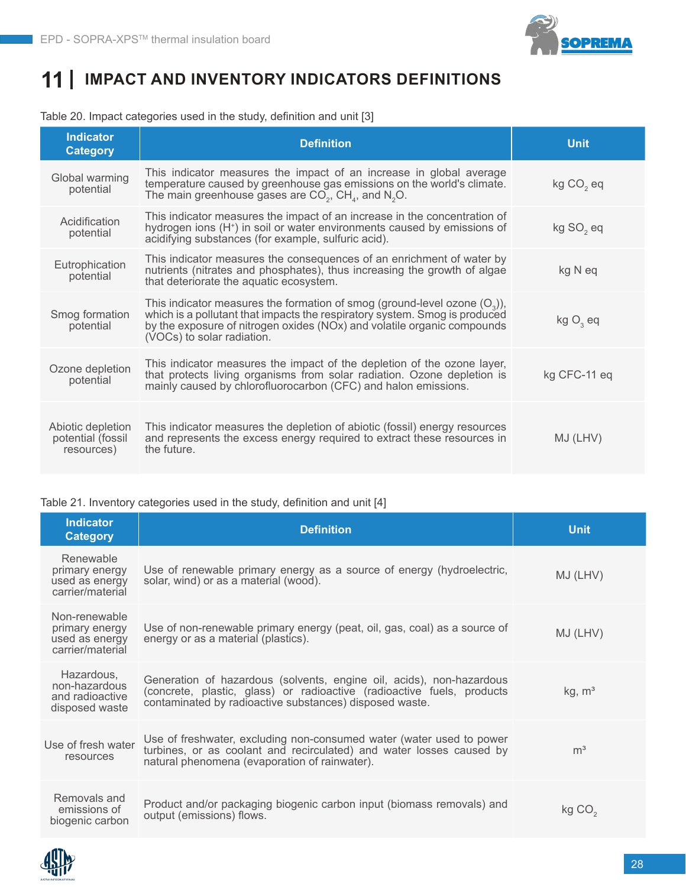## 11 | IMPACT AND INVENTORY INDICATORS DEFINITIONS

Table 20. Impact categories used in the study, definition and unit [3]

| Indicator Category | Definition | Unit |
|---|---|---|
| Global warming potential | This indicator measures the impact of an increase in global average temperature caused by greenhouse gas emissions on the world's climate. The main greenhouse gases are $CO_2$, $CH_4$, and $N_2O$. | kg $CO_2$ eq |
| Acidification potential | This indicator measures the impact of an increase in the concentration of hydrogen ions ($H^+$) in soil or water environments caused by emissions of acidifying substances (for example, sulfuric acid). | kg $SO_2$ eq |
| Eutrophication potential | This indicator measures the consequences of an enrichment of water by nutrients (nitrates and phosphates), thus increasing the growth of algae that deteriorate the aquatic ecosystem. | kg N eq |
| Smog formation potential | This indicator measures the formation of smog (ground-level ozone ($O_3$)), which is a pollutant that impacts the respiratory system. Smog is produced by the exposure of nitrogen oxides (NOx) and volatile organic compounds (VOCs) to solar radiation. | kg $O_3$ eq |
| Ozone depletion potential | This indicator measures the impact of the depletion of the ozone layer, that protects living organisms from solar radiation. Ozone depletion is mainly caused by chlorofluorocarbon (CFC) and halon emissions. | kg CFC-11 eq |
| Abiotic depletion potential (fossil resources) | This indicator measures the depletion of abiotic (fossil) energy resources and represents the excess energy required to extract these resources in the future. | MJ (LHV) |

Table 21. Inventory categories used in the study, definition and unit [4]

| Indicator Category | Definition | Unit |
|---|---|---|
| Renewable primary energy used as energy carrier/material | Use of renewable primary energy as a source of energy (hydroelectric, solar, wind) or as a material (wood). | MJ (LHV) |
| Non-renewable primary energy used as energy carrier/material | Use of non-renewable primary energy (peat, oil, gas, coal) as a source of energy or as a material (plastics). | MJ (LHV) |
| Hazardous, non-hazardous and radioactive disposed waste | Generation of hazardous (solvents, engine oil, acids), non-hazardous (concrete, plastic, glass) or radioactive (radioactive fuels, products contaminated by radioactive substances) disposed waste. | kg, m³ |
| Use of fresh water resources | Use of freshwater, excluding non-consumed water (water used to power turbines, or as coolant and recirculated) and water losses caused by natural phenomena (evaporation of rainwater). | m³ |
| Removals and emissions of biogenic carbon | Product and/or packaging biogenic carbon input (biomass removals) and output (emissions) flows. | kg $CO_2$ |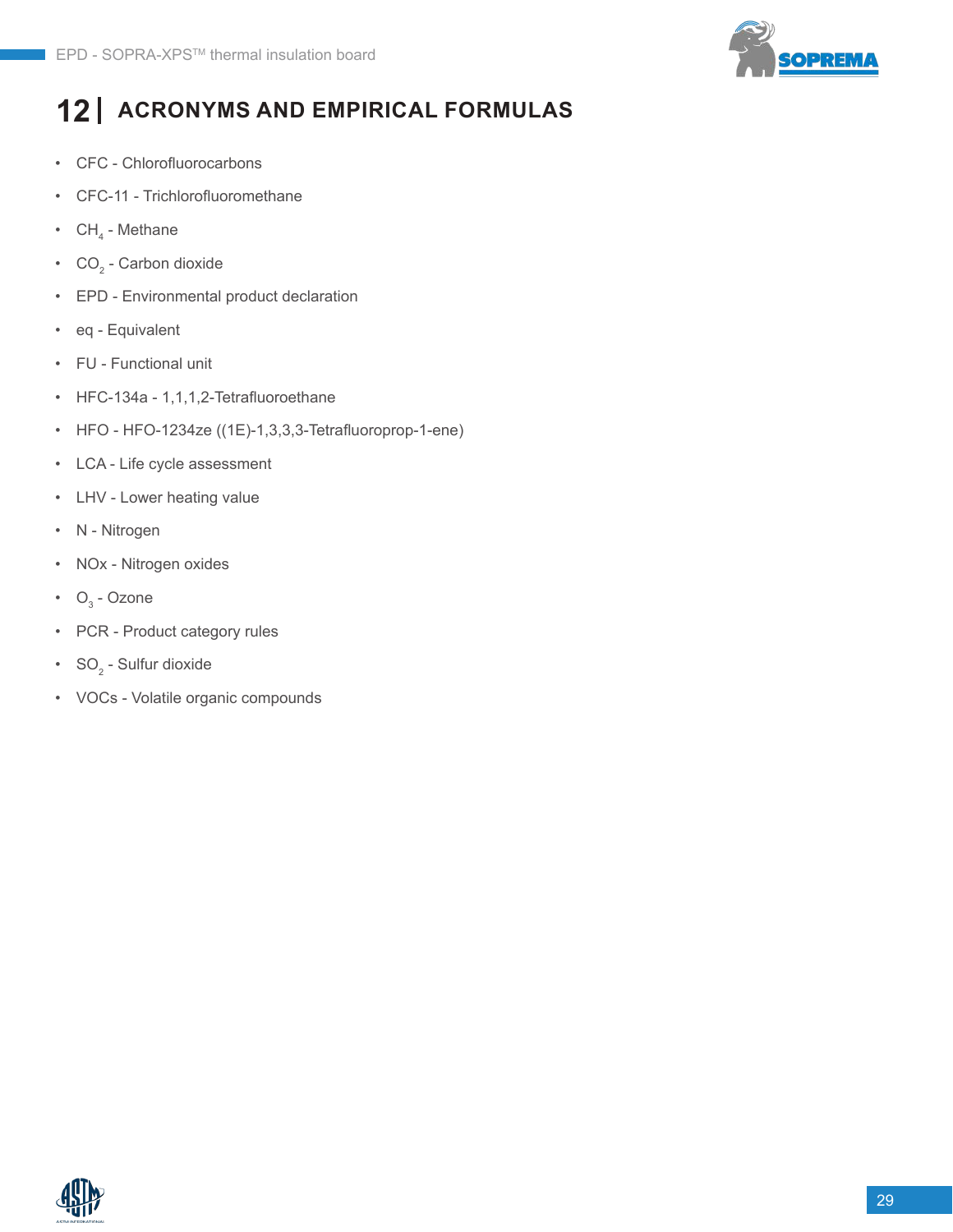## 12 | ACRONYMS AND EMPIRICAL FORMULAS

- CFC - Chlorofluorocarbons
- CFC-11 - Trichlorofluoromethane
- $CH_4$ - Methane
- $CO_2$ - Carbon dioxide
- EPD - Environmental product declaration
- eq - Equivalent
- FU - Functional unit
- HFC-134a - 1,1,1,2-Tetrafluoroethane
- HFO - HFO-1234ze ((1E)-1,3,3,3-Tetrafluoroprop-1-ene)
- LCA - Life cycle assessment
- LHV - Lower heating value
- N - Nitrogen
- NOx - Nitrogen oxides
- $O_3$ - Ozone
- PCR - Product category rules
- $SO_2$ - Sulfur dioxide
- VOCs - Volatile organic compounds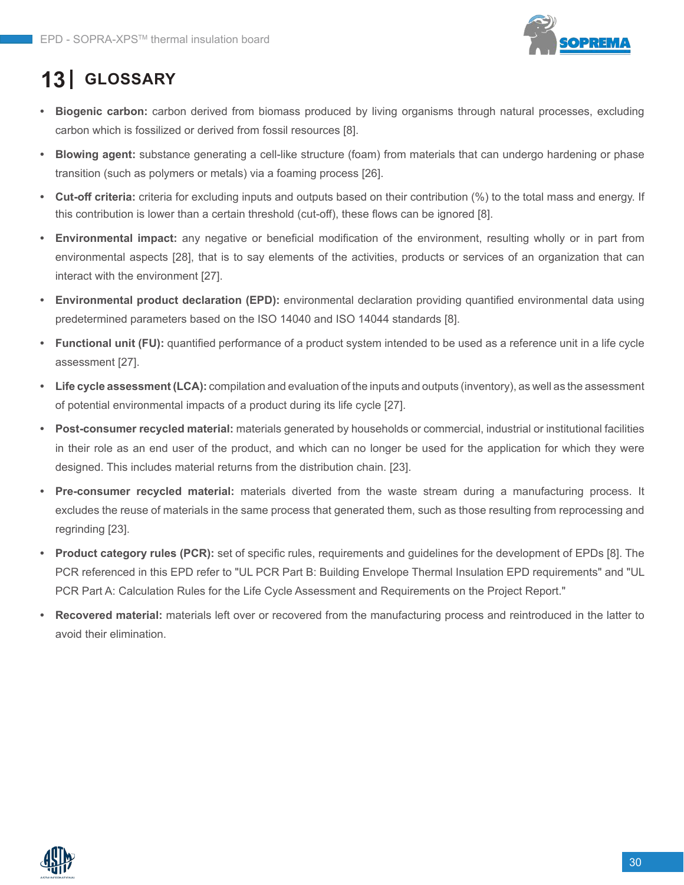# 13 | GLOSSARY

- **Biogenic carbon:** carbon derived from biomass produced by living organisms through natural processes, excluding carbon which is fossilized or derived from fossil resources [8].
- **Blowing agent:** substance generating a cell-like structure (foam) from materials that can undergo hardening or phase transition (such as polymers or metals) via a foaming process [26].
- **Cut-off criteria:** criteria for excluding inputs and outputs based on their contribution (%) to the total mass and energy. If this contribution is lower than a certain threshold (cut-off), these flows can be ignored [8].
- **Environmental impact:** any negative or beneficial modification of the environment, resulting wholly or in part from environmental aspects [28], that is to say elements of the activities, products or services of an organization that can interact with the environment [27].
- **Environmental product declaration (EPD):** environmental declaration providing quantified environmental data using predetermined parameters based on the ISO 14040 and ISO 14044 standards [8].
- **Functional unit (FU):** quantified performance of a product system intended to be used as a reference unit in a life cycle assessment [27].
- **Life cycle assessment (LCA):** compilation and evaluation of the inputs and outputs (inventory), as well as the assessment of potential environmental impacts of a product during its life cycle [27].
- **Post-consumer recycled material:** materials generated by households or commercial, industrial or institutional facilities in their role as an end user of the product, and which can no longer be used for the application for which they were designed. This includes material returns from the distribution chain. [23].
- **Pre-consumer recycled material:** materials diverted from the waste stream during a manufacturing process. It excludes the reuse of materials in the same process that generated them, such as those resulting from reprocessing and regrinding [23].
- **Product category rules (PCR):** set of specific rules, requirements and guidelines for the development of EPDs [8]. The PCR referenced in this EPD refer to "UL PCR Part B: Building Envelope Thermal Insulation EPD requirements" and "UL PCR Part A: Calculation Rules for the Life Cycle Assessment and Requirements on the Project Report."
- **Recovered material:** materials left over or recovered from the manufacturing process and reintroduced in the latter to avoid their elimination.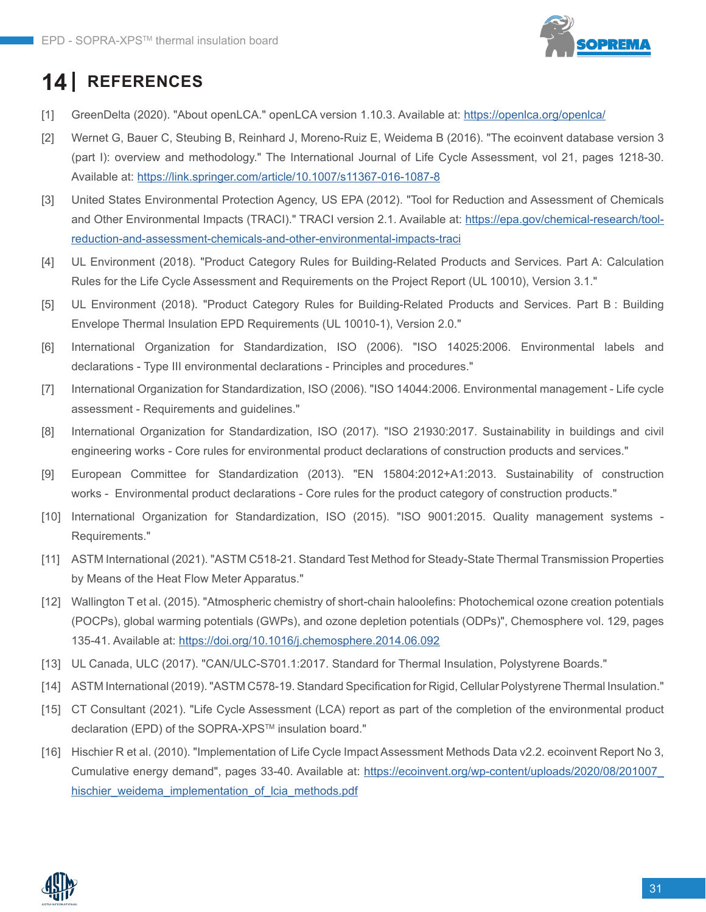# 14 | REFERENCES

[1] GreenDelta (2020). "About openLCA." openLCA version 1.10.3. Available at: https://openlca.org/openlca/

[2] Wernet G, Bauer C, Steubing B, Reinhard J, Moreno-Ruiz E, Weidema B (2016). "The ecoinvent database version 3 (part I): overview and methodology." The International Journal of Life Cycle Assessment, vol 21, pages 1218-30. Available at: https://link.springer.com/article/10.1007/s11367-016-1087-8

[3] United States Environmental Protection Agency, US EPA (2012). "Tool for Reduction and Assessment of Chemicals and Other Environmental Impacts (TRACI)." TRACI version 2.1. Available at: https://epa.gov/chemical-research/tool-reduction-and-assessment-chemicals-and-other-environmental-impacts-traci

[4] UL Environment (2018). "Product Category Rules for Building-Related Products and Services. Part A: Calculation Rules for the Life Cycle Assessment and Requirements on the Project Report (UL 10010), Version 3.1."

[5] UL Environment (2018). "Product Category Rules for Building-Related Products and Services. Part B : Building Envelope Thermal Insulation EPD Requirements (UL 10010-1), Version 2.0."

[6] International Organization for Standardization, ISO (2006). "ISO 14025:2006. Environmental labels and declarations - Type III environmental declarations - Principles and procedures."

[7] International Organization for Standardization, ISO (2006). "ISO 14044:2006. Environmental management - Life cycle assessment - Requirements and guidelines."

[8] International Organization for Standardization, ISO (2017). "ISO 21930:2017. Sustainability in buildings and civil engineering works - Core rules for environmental product declarations of construction products and services."

[9] European Committee for Standardization (2013). "EN 15804:2012+A1:2013. Sustainability of construction works - Environmental product declarations - Core rules for the product category of construction products."

[10] International Organization for Standardization, ISO (2015). "ISO 9001:2015. Quality management systems - Requirements."

[11] ASTM International (2021). "ASTM C518-21. Standard Test Method for Steady-State Thermal Transmission Properties by Means of the Heat Flow Meter Apparatus."

[12] Wallington T et al. (2015). "Atmospheric chemistry of short-chain haloolefins: Photochemical ozone creation potentials (POCPs), global warming potentials (GWPs), and ozone depletion potentials (ODPs)", Chemosphere vol. 129, pages 135-41. Available at: https://doi.org/10.1016/j.chemosphere.2014.06.092

[13] UL Canada, ULC (2017). "CAN/ULC-S701.1:2017. Standard for Thermal Insulation, Polystyrene Boards."

[14] ASTM International (2019). "ASTM C578-19. Standard Specification for Rigid, Cellular Polystyrene Thermal Insulation."

[15] CT Consultant (2021). "Life Cycle Assessment (LCA) report as part of the completion of the environmental product declaration (EPD) of the SOPRA-XPS™ insulation board."

[16] Hischier R et al. (2010). "Implementation of Life Cycle Impact Assessment Methods Data v2.2. ecoinvent Report No 3, Cumulative energy demand", pages 33-40. Available at: https://ecoinvent.org/wp-content/uploads/2020/08/201007_hischier_weidema_implementation_of_lcia_methods.pdf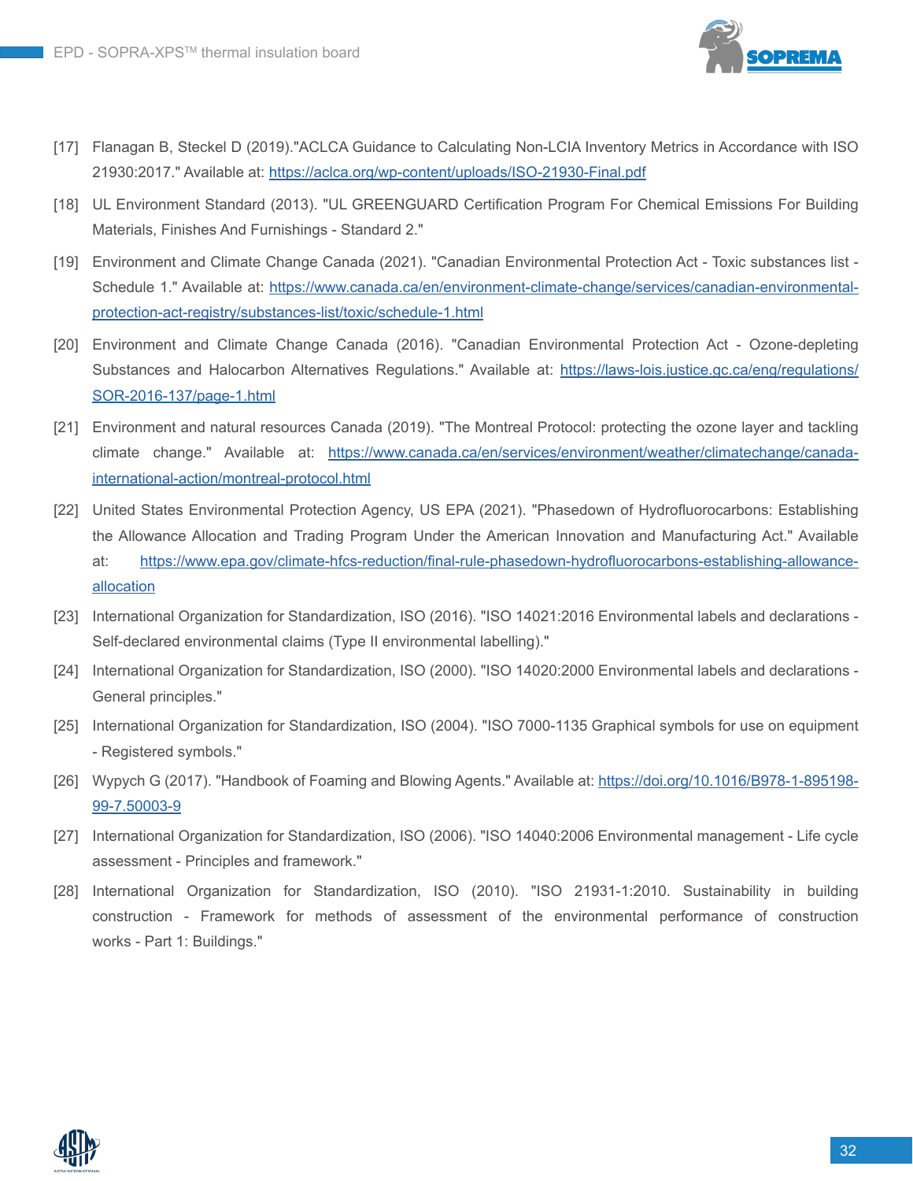[17] Flanagan B, Steckel D (2019)."ACLCA Guidance to Calculating Non-LCIA Inventory Metrics in Accordance with ISO 21930:2017." Available at: https://aclca.org/wp-content/uploads/ISO-21930-Final.pdf

[18] UL Environment Standard (2013). "UL GREENGUARD Certification Program For Chemical Emissions For Building Materials, Finishes And Furnishings - Standard 2."

[19] Environment and Climate Change Canada (2021). "Canadian Environmental Protection Act - Toxic substances list - Schedule 1." Available at: https://www.canada.ca/en/environment-climate-change/services/canadian-environmental-protection-act-registry/substances-list/toxic/schedule-1.html

[20] Environment and Climate Change Canada (2016). "Canadian Environmental Protection Act - Ozone-depleting Substances and Halocarbon Alternatives Regulations." Available at: https://laws-lois.justice.gc.ca/eng/regulations/SOR-2016-137/page-1.html

[21] Environment and natural resources Canada (2019). "The Montreal Protocol: protecting the ozone layer and tackling climate change." Available at: https://www.canada.ca/en/services/environment/weather/climatechange/canada-international-action/montreal-protocol.html

[22] United States Environmental Protection Agency, US EPA (2021). "Phasedown of Hydrofluorocarbons: Establishing the Allowance Allocation and Trading Program Under the American Innovation and Manufacturing Act." Available at: https://www.epa.gov/climate-hfcs-reduction/final-rule-phasedown-hydrofluorocarbons-establishing-allowance-allocation

[23] International Organization for Standardization, ISO (2016). "ISO 14021:2016 Environmental labels and declarations - Self-declared environmental claims (Type II environmental labelling)."

[24] International Organization for Standardization, ISO (2000). "ISO 14020:2000 Environmental labels and declarations - General principles."

[25] International Organization for Standardization, ISO (2004). "ISO 7000-1135 Graphical symbols for use on equipment - Registered symbols."

[26] Wypych G (2017). "Handbook of Foaming and Blowing Agents." Available at: https://doi.org/10.1016/B978-1-895198-99-7.50003-9

[27] International Organization for Standardization, ISO (2006). "ISO 14040:2006 Environmental management - Life cycle assessment - Principles and framework."

[28] International Organization for Standardization, ISO (2010). "ISO 21931-1:2010. Sustainability in building construction - Framework for methods of assessment of the environmental performance of construction works - Part 1: Buildings."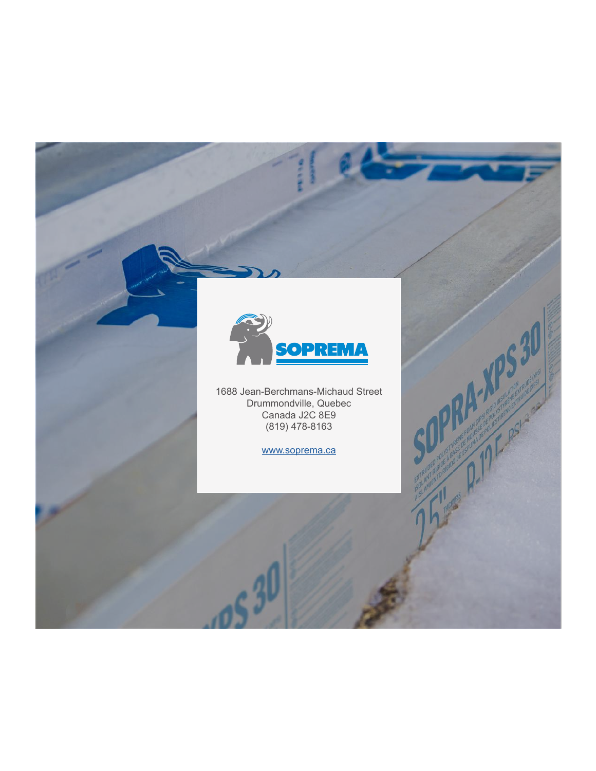SOPREMA

1688 Jean-Berchmans-Michaud Street
Drummondville, Quebec
Canada J2C 8E9
(819) 478-8163

www.soprema.ca